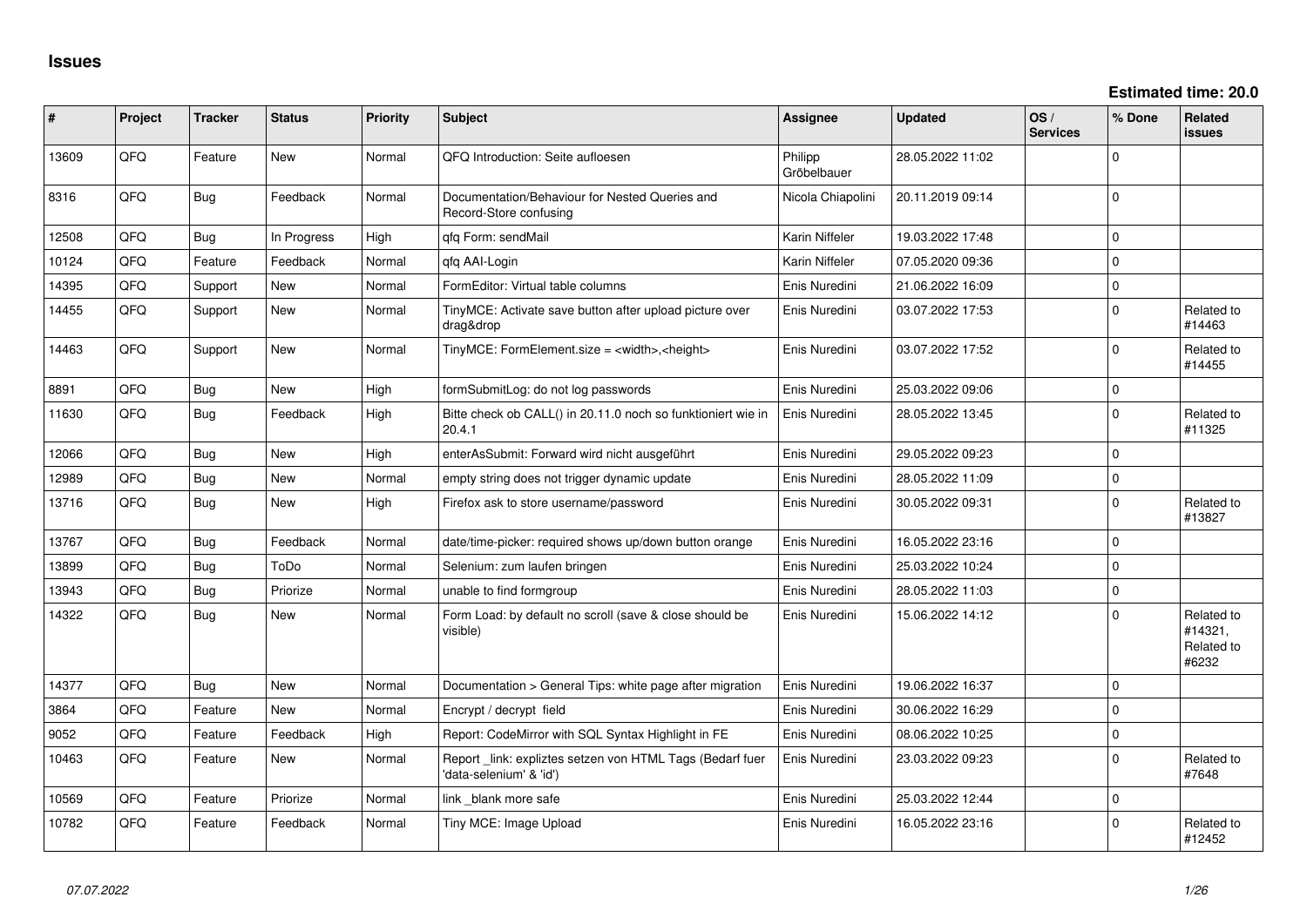# Issues

**Estimated time: 20.0**

| # | Project | Tracker | Status | Priority | Subject | Assignee | Updated | OS / Services | % Done | Related issues |
|---|---|---|---|---|---|---|---|---|---|---|
| 13609 | QFQ | Feature | New | Normal | QFQ Introduction: Seite aufloesen | Philipp Gröbelbauer | 28.05.2022 11:02 | | 0 | |
| 8316 | QFQ | Bug | Feedback | Normal | Documentation/Behaviour for Nested Queries and Record-Store confusing | Nicola Chiapolini | 20.11.2019 09:14 | | 0 | |
| 12508 | QFQ | Bug | In Progress | High | qfq Form: sendMail | Karin Niffeler | 19.03.2022 17:48 | | 0 | |
| 10124 | QFQ | Feature | Feedback | Normal | qfq AAI-Login | Karin Niffeler | 07.05.2020 09:36 | | 0 | |
| 14395 | QFQ | Support | New | Normal | FormEditor: Virtual table columns | Enis Nuredini | 21.06.2022 16:09 | | 0 | |
| 14455 | QFQ | Support | New | Normal | TinyMCE: Activate save button after upload picture over drag&drop | Enis Nuredini | 03.07.2022 17:53 | | 0 | Related to #14463 |
| 14463 | QFQ | Support | New | Normal | TinyMCE: FormElement.size = <width>,<height> | Enis Nuredini | 03.07.2022 17:52 | | 0 | Related to #14455 |
| 8891 | QFQ | Bug | New | High | formSubmitLog: do not log passwords | Enis Nuredini | 25.03.2022 09:06 | | 0 | |
| 11630 | QFQ | Bug | Feedback | High | Bitte check ob CALL() in 20.11.0 noch so funktioniert wie in 20.4.1 | Enis Nuredini | 28.05.2022 13:45 | | 0 | Related to #11325 |
| 12066 | QFQ | Bug | New | High | enterAsSubmit: Forward wird nicht ausgeführt | Enis Nuredini | 29.05.2022 09:23 | | 0 | |
| 12989 | QFQ | Bug | New | Normal | empty string does not trigger dynamic update | Enis Nuredini | 28.05.2022 11:09 | | 0 | |
| 13716 | QFQ | Bug | New | High | Firefox ask to store username/password | Enis Nuredini | 30.05.2022 09:31 | | 0 | Related to #13827 |
| 13767 | QFQ | Bug | Feedback | Normal | date/time-picker: required shows up/down button orange | Enis Nuredini | 16.05.2022 23:16 | | 0 | |
| 13899 | QFQ | Bug | ToDo | Normal | Selenium: zum laufen bringen | Enis Nuredini | 25.03.2022 10:24 | | 0 | |
| 13943 | QFQ | Bug | Priorize | Normal | unable to find formgroup | Enis Nuredini | 28.05.2022 11:03 | | 0 | |
| 14322 | QFQ | Bug | New | Normal | Form Load: by default no scroll (save & close should be visible) | Enis Nuredini | 15.06.2022 14:12 | | 0 | Related to #14321, Related to #6232 |
| 14377 | QFQ | Bug | New | Normal | Documentation > General Tips: white page after migration | Enis Nuredini | 19.06.2022 16:37 | | 0 | |
| 3864 | QFQ | Feature | New | Normal | Encrypt / decrypt field | Enis Nuredini | 30.06.2022 16:29 | | 0 | |
| 9052 | QFQ | Feature | Feedback | High | Report: CodeMirror with SQL Syntax Highlight in FE | Enis Nuredini | 08.06.2022 10:25 | | 0 | |
| 10463 | QFQ | Feature | New | Normal | Report _link: expliztes setzen von HTML Tags (Bedarf fuer 'data-selenium' & 'id') | Enis Nuredini | 23.03.2022 09:23 | | 0 | Related to #7648 |
| 10569 | QFQ | Feature | Priorize | Normal | link _blank more safe | Enis Nuredini | 25.03.2022 12:44 | | 0 | |
| 10782 | QFQ | Feature | Feedback | Normal | Tiny MCE: Image Upload | Enis Nuredini | 16.05.2022 23:16 | | 0 | Related to #12452 |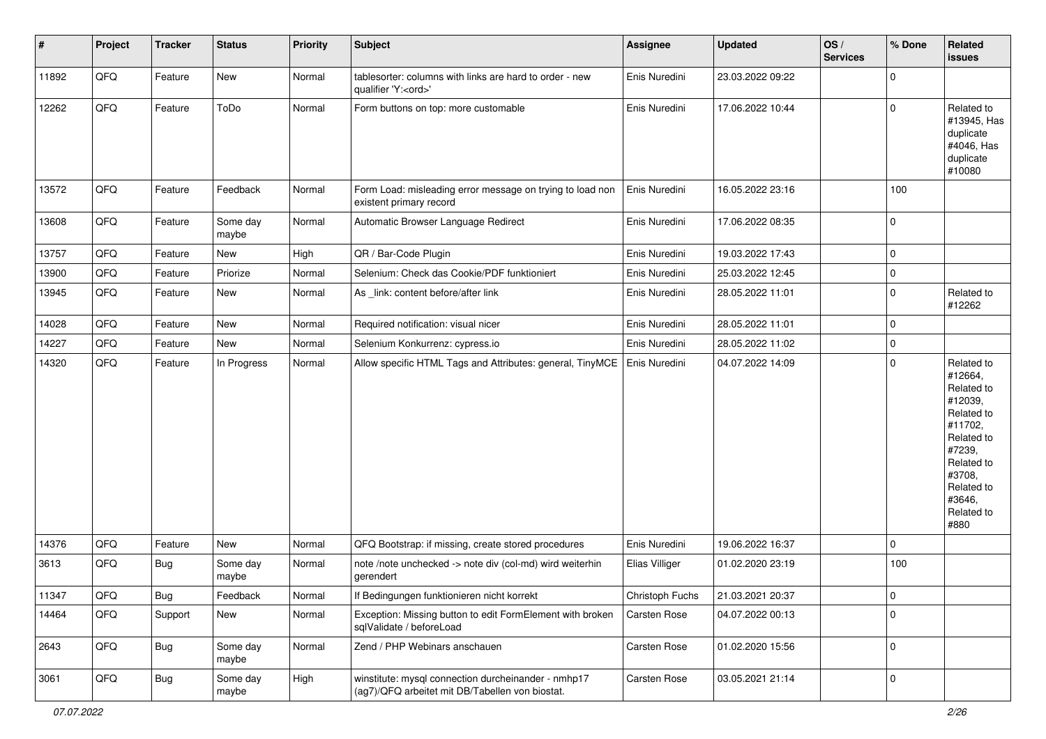| # | Project | Tracker | Status | Priority | Subject | Assignee | Updated | OS / Services | % Done | Related issues |
|---|---|---|---|---|---|---|---|---|---|---|
| 11892 | QFQ | Feature | New | Normal | tablesorter: columns with links are hard to order - new qualifier 'Y:<ord>' | Enis Nuredini | 23.03.2022 09:22 | | 0 | |
| 12262 | QFQ | Feature | ToDo | Normal | Form buttons on top: more customable | Enis Nuredini | 17.06.2022 10:44 | | 0 | Related to #13945, Has duplicate #4046, Has duplicate #10080 |
| 13572 | QFQ | Feature | Feedback | Normal | Form Load: misleading error message on trying to load non existent primary record | Enis Nuredini | 16.05.2022 23:16 | | 100 | |
| 13608 | QFQ | Feature | Some day maybe | Normal | Automatic Browser Language Redirect | Enis Nuredini | 17.06.2022 08:35 | | 0 | |
| 13757 | QFQ | Feature | New | High | QR / Bar-Code Plugin | Enis Nuredini | 19.03.2022 17:43 | | 0 | |
| 13900 | QFQ | Feature | Priorize | Normal | Selenium: Check das Cookie/PDF funktioniert | Enis Nuredini | 25.03.2022 12:45 | | 0 | |
| 13945 | QFQ | Feature | New | Normal | As _link: content before/after link | Enis Nuredini | 28.05.2022 11:01 | | 0 | Related to #12262 |
| 14028 | QFQ | Feature | New | Normal | Required notification: visual nicer | Enis Nuredini | 28.05.2022 11:01 | | 0 | |
| 14227 | QFQ | Feature | New | Normal | Selenium Konkurrenz: cypress.io | Enis Nuredini | 28.05.2022 11:02 | | 0 | |
| 14320 | QFQ | Feature | In Progress | Normal | Allow specific HTML Tags and Attributes: general, TinyMCE | Enis Nuredini | 04.07.2022 14:09 | | 0 | Related to #12664, Related to #12039, Related to #11702, Related to #7239, Related to #3708, Related to #3646, Related to #880 |
| 14376 | QFQ | Feature | New | Normal | QFQ Bootstrap: if missing, create stored procedures | Enis Nuredini | 19.06.2022 16:37 | | 0 | |
| 3613 | QFQ | Bug | Some day maybe | Normal | note /note unchecked -> note div (col-md) wird weiterhin gerendert | Elias Villiger | 01.02.2020 23:19 | | 100 | |
| 11347 | QFQ | Bug | Feedback | Normal | If Bedingungen funktionieren nicht korrekt | Christoph Fuchs | 21.03.2021 20:37 | | 0 | |
| 14464 | QFQ | Support | New | Normal | Exception: Missing button to edit FormElement with broken sqlValidate / beforeLoad | Carsten Rose | 04.07.2022 00:13 | | 0 | |
| 2643 | QFQ | Bug | Some day maybe | Normal | Zend / PHP Webinars anschauen | Carsten Rose | 01.02.2020 15:56 | | 0 | |
| 3061 | QFQ | Bug | Some day maybe | High | winstitute: mysql connection durcheinander - nmhp17 (ag7)/QFQ arbeitet mit DB/Tabellen von biostat. | Carsten Rose | 03.05.2021 21:14 | | 0 | |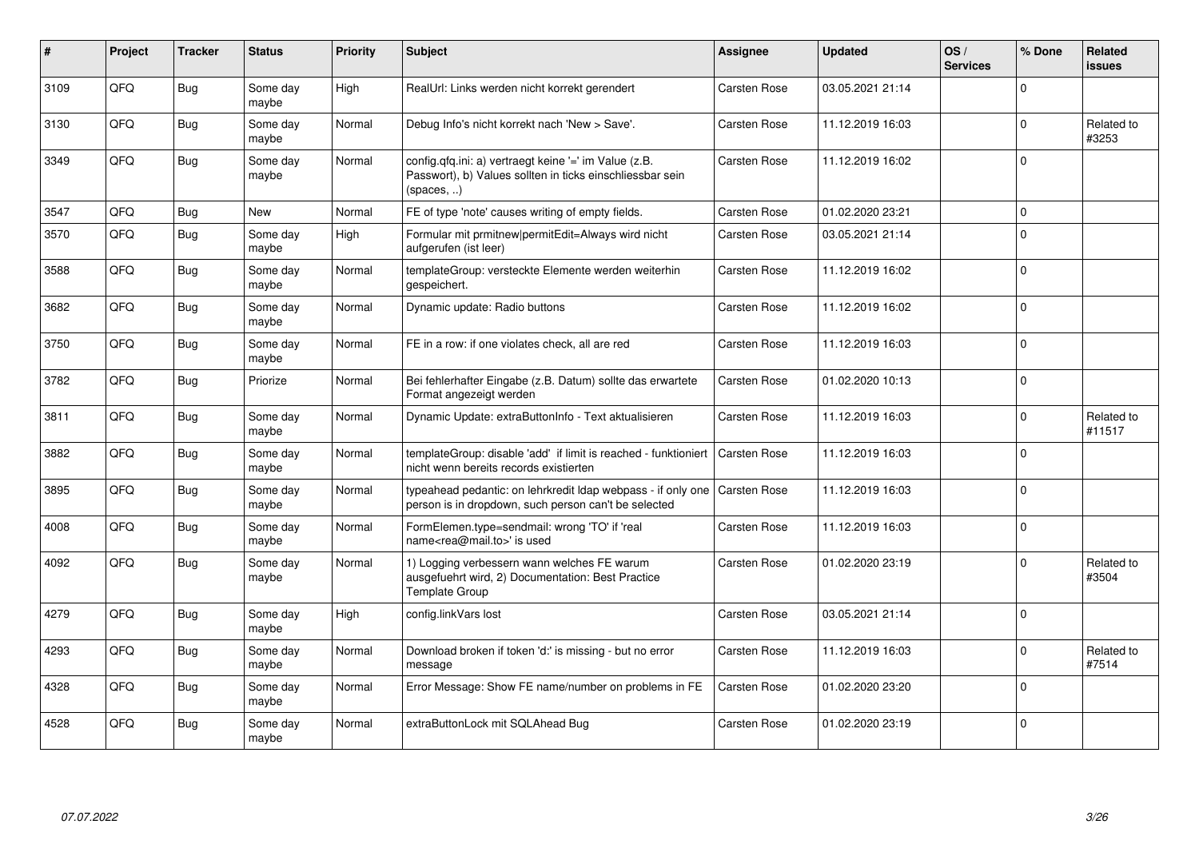| # | Project | Tracker | Status | Priority | Subject | Assignee | Updated | OS / Services | % Done | Related issues |
|---|---|---|---|---|---|---|---|---|---|---|
| 3109 | QFQ | Bug | Some day maybe | High | RealUrl: Links werden nicht korrekt gerendert | Carsten Rose | 03.05.2021 21:14 | | 0 | |
| 3130 | QFQ | Bug | Some day maybe | Normal | Debug Info's nicht korrekt nach 'New > Save'. | Carsten Rose | 11.12.2019 16:03 | | 0 | Related to #3253 |
| 3349 | QFQ | Bug | Some day maybe | Normal | config.qfq.ini: a) vertraegt keine '=' im Value (z.B. Passwort), b) Values sollten in ticks einschliessbar sein (spaces, ..) | Carsten Rose | 11.12.2019 16:02 | | 0 | |
| 3547 | QFQ | Bug | New | Normal | FE of type 'note' causes writing of empty fields. | Carsten Rose | 01.02.2020 23:21 | | 0 | |
| 3570 | QFQ | Bug | Some day maybe | High | Formular mit prmitnew\|permitEdit=Always wird nicht aufgerufen (ist leer) | Carsten Rose | 03.05.2021 21:14 | | 0 | |
| 3588 | QFQ | Bug | Some day maybe | Normal | templateGroup: versteckte Elemente werden weiterhin gespeichert. | Carsten Rose | 11.12.2019 16:02 | | 0 | |
| 3682 | QFQ | Bug | Some day maybe | Normal | Dynamic update: Radio buttons | Carsten Rose | 11.12.2019 16:02 | | 0 | |
| 3750 | QFQ | Bug | Some day maybe | Normal | FE in a row: if one violates check, all are red | Carsten Rose | 11.12.2019 16:03 | | 0 | |
| 3782 | QFQ | Bug | Priorize | Normal | Bei fehlerhafter Eingabe (z.B. Datum) sollte das erwartete Format angezeigt werden | Carsten Rose | 01.02.2020 10:13 | | 0 | |
| 3811 | QFQ | Bug | Some day maybe | Normal | Dynamic Update: extraButtonInfo - Text aktualisieren | Carsten Rose | 11.12.2019 16:03 | | 0 | Related to #11517 |
| 3882 | QFQ | Bug | Some day maybe | Normal | templateGroup: disable 'add' if limit is reached - funktioniert nicht wenn bereits records existierten | Carsten Rose | 11.12.2019 16:03 | | 0 | |
| 3895 | QFQ | Bug | Some day maybe | Normal | typeahead pedantic: on lehrkredit ldap webpass - if only one person is in dropdown, such person can't be selected | Carsten Rose | 11.12.2019 16:03 | | 0 | |
| 4008 | QFQ | Bug | Some day maybe | Normal | FormElemen.type=sendmail: wrong 'TO' if 'real name<rea@mail.to>' is used | Carsten Rose | 11.12.2019 16:03 | | 0 | |
| 4092 | QFQ | Bug | Some day maybe | Normal | 1) Logging verbessern wann welches FE warum ausgefuehrt wird, 2) Documentation: Best Practice Template Group | Carsten Rose | 01.02.2020 23:19 | | 0 | Related to #3504 |
| 4279 | QFQ | Bug | Some day maybe | High | config.linkVars lost | Carsten Rose | 03.05.2021 21:14 | | 0 | |
| 4293 | QFQ | Bug | Some day maybe | Normal | Download broken if token 'd:' is missing - but no error message | Carsten Rose | 11.12.2019 16:03 | | 0 | Related to #7514 |
| 4328 | QFQ | Bug | Some day maybe | Normal | Error Message: Show FE name/number on problems in FE | Carsten Rose | 01.02.2020 23:20 | | 0 | |
| 4528 | QFQ | Bug | Some day maybe | Normal | extraButtonLock mit SQLAhead Bug | Carsten Rose | 01.02.2020 23:19 | | 0 | |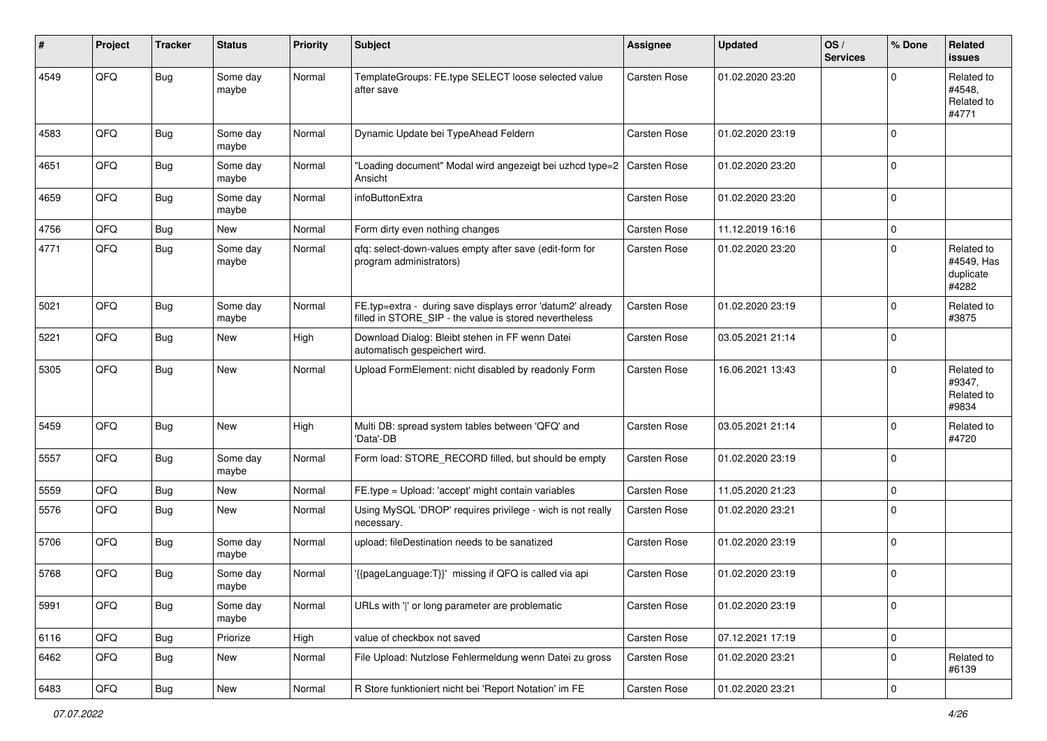| # | Project | Tracker | Status | Priority | Subject | Assignee | Updated | OS / Services | % Done | Related issues |
|---|---|---|---|---|---|---|---|---|---|---|
| 4549 | QFQ | Bug | Some day maybe | Normal | TemplateGroups: FE.type SELECT loose selected value after save | Carsten Rose | 01.02.2020 23:20 | | 0 | Related to #4548, Related to #4771 |
| 4583 | QFQ | Bug | Some day maybe | Normal | Dynamic Update bei TypeAhead Feldern | Carsten Rose | 01.02.2020 23:19 | | 0 | |
| 4651 | QFQ | Bug | Some day maybe | Normal | "Loading document" Modal wird angezeigt bei uzhcd type=2 Ansicht | Carsten Rose | 01.02.2020 23:20 | | 0 | |
| 4659 | QFQ | Bug | Some day maybe | Normal | infoButtonExtra | Carsten Rose | 01.02.2020 23:20 | | 0 | |
| 4756 | QFQ | Bug | New | Normal | Form dirty even nothing changes | Carsten Rose | 11.12.2019 16:16 | | 0 | |
| 4771 | QFQ | Bug | Some day maybe | Normal | qfq: select-down-values empty after save (edit-form for program administrators) | Carsten Rose | 01.02.2020 23:20 | | 0 | Related to #4549, Has duplicate #4282 |
| 5021 | QFQ | Bug | Some day maybe | Normal | FE.typ=extra - during save displays error 'datum2' already filled in STORE_SIP - the value is stored nevertheless | Carsten Rose | 01.02.2020 23:19 | | 0 | Related to #3875 |
| 5221 | QFQ | Bug | New | High | Download Dialog: Bleibt stehen in FF wenn Datei automatisch gespeichert wird. | Carsten Rose | 03.05.2021 21:14 | | 0 | |
| 5305 | QFQ | Bug | New | Normal | Upload FormElement: nicht disabled by readonly Form | Carsten Rose | 16.06.2021 13:43 | | 0 | Related to #9347, Related to #9834 |
| 5459 | QFQ | Bug | New | High | Multi DB: spread system tables between 'QFQ' and 'Data'-DB | Carsten Rose | 03.05.2021 21:14 | | 0 | Related to #4720 |
| 5557 | QFQ | Bug | Some day maybe | Normal | Form load: STORE_RECORD filled, but should be empty | Carsten Rose | 01.02.2020 23:19 | | 0 | |
| 5559 | QFQ | Bug | New | Normal | FE.type = Upload: 'accept' might contain variables | Carsten Rose | 11.05.2020 21:23 | | 0 | |
| 5576 | QFQ | Bug | New | Normal | Using MySQL 'DROP' requires privilege - wich is not really necessary. | Carsten Rose | 01.02.2020 23:21 | | 0 | |
| 5706 | QFQ | Bug | Some day maybe | Normal | upload: fileDestination needs to be sanatized | Carsten Rose | 01.02.2020 23:19 | | 0 | |
| 5768 | QFQ | Bug | Some day maybe | Normal | '{{pageLanguage:T}}' missing if QFQ is called via api | Carsten Rose | 01.02.2020 23:19 | | 0 | |
| 5991 | QFQ | Bug | Some day maybe | Normal | URLs with '\|' or long parameter are problematic | Carsten Rose | 01.02.2020 23:19 | | 0 | |
| 6116 | QFQ | Bug | Priorize | High | value of checkbox not saved | Carsten Rose | 07.12.2021 17:19 | | 0 | |
| 6462 | QFQ | Bug | New | Normal | File Upload: Nutzlose Fehlermeldung wenn Datei zu gross | Carsten Rose | 01.02.2020 23:21 | | 0 | Related to #6139 |
| 6483 | QFQ | Bug | New | Normal | R Store funktioniert nicht bei 'Report Notation' im FE | Carsten Rose | 01.02.2020 23:21 | | 0 | |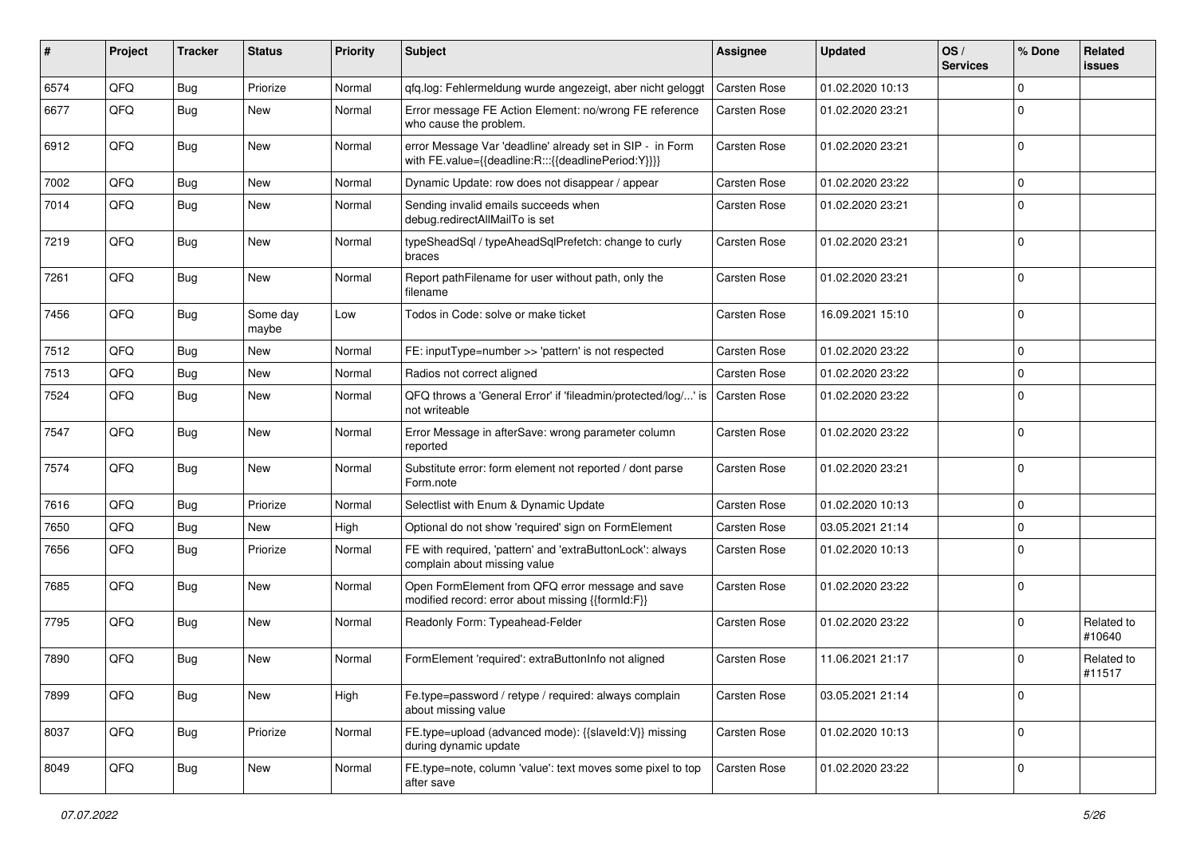| # | Project | Tracker | Status | Priority | Subject | Assignee | Updated | OS / Services | % Done | Related issues |
|---|---|---|---|---|---|---|---|---|---|---|
| 6574 | QFQ | Bug | Priorize | Normal | qfq.log: Fehlermeldung wurde angezeigt, aber nicht geloggt | Carsten Rose | 01.02.2020 10:13 | | 0 | |
| 6677 | QFQ | Bug | New | Normal | Error message FE Action Element: no/wrong FE reference who cause the problem. | Carsten Rose | 01.02.2020 23:21 | | 0 | |
| 6912 | QFQ | Bug | New | Normal | error Message Var 'deadline' already set in SIP - in Form with FE.value={{deadline:R:::{{deadlinePeriod:Y}}}} | Carsten Rose | 01.02.2020 23:21 | | 0 | |
| 7002 | QFQ | Bug | New | Normal | Dynamic Update: row does not disappear / appear | Carsten Rose | 01.02.2020 23:22 | | 0 | |
| 7014 | QFQ | Bug | New | Normal | Sending invalid emails succeeds when debug.redirectAllMailTo is set | Carsten Rose | 01.02.2020 23:21 | | 0 | |
| 7219 | QFQ | Bug | New | Normal | typeSheadSql / typeAheadSqlPrefetch: change to curly braces | Carsten Rose | 01.02.2020 23:21 | | 0 | |
| 7261 | QFQ | Bug | New | Normal | Report pathFilename for user without path, only the filename | Carsten Rose | 01.02.2020 23:21 | | 0 | |
| 7456 | QFQ | Bug | Some day maybe | Low | Todos in Code: solve or make ticket | Carsten Rose | 16.09.2021 15:10 | | 0 | |
| 7512 | QFQ | Bug | New | Normal | FE: inputType=number >> 'pattern' is not respected | Carsten Rose | 01.02.2020 23:22 | | 0 | |
| 7513 | QFQ | Bug | New | Normal | Radios not correct aligned | Carsten Rose | 01.02.2020 23:22 | | 0 | |
| 7524 | QFQ | Bug | New | Normal | QFQ throws a 'General Error' if 'fileadmin/protected/log/...' is not writeable | Carsten Rose | 01.02.2020 23:22 | | 0 | |
| 7547 | QFQ | Bug | New | Normal | Error Message in afterSave: wrong parameter column reported | Carsten Rose | 01.02.2020 23:22 | | 0 | |
| 7574 | QFQ | Bug | New | Normal | Substitute error: form element not reported / dont parse Form.note | Carsten Rose | 01.02.2020 23:21 | | 0 | |
| 7616 | QFQ | Bug | Priorize | Normal | Selectlist with Enum & Dynamic Update | Carsten Rose | 01.02.2020 10:13 | | 0 | |
| 7650 | QFQ | Bug | New | High | Optional do not show 'required' sign on FormElement | Carsten Rose | 03.05.2021 21:14 | | 0 | |
| 7656 | QFQ | Bug | Priorize | Normal | FE with required, 'pattern' and 'extraButtonLock': always complain about missing value | Carsten Rose | 01.02.2020 10:13 | | 0 | |
| 7685 | QFQ | Bug | New | Normal | Open FormElement from QFQ error message and save modified record: error about missing {{formId:F}} | Carsten Rose | 01.02.2020 23:22 | | 0 | |
| 7795 | QFQ | Bug | New | Normal | Readonly Form: Typeahead-Felder | Carsten Rose | 01.02.2020 23:22 | | 0 | Related to #10640 |
| 7890 | QFQ | Bug | New | Normal | FormElement 'required': extraButtonInfo not aligned | Carsten Rose | 11.06.2021 21:17 | | 0 | Related to #11517 |
| 7899 | QFQ | Bug | New | High | Fe.type=password / retype / required: always complain about missing value | Carsten Rose | 03.05.2021 21:14 | | 0 | |
| 8037 | QFQ | Bug | Priorize | Normal | FE.type=upload (advanced mode): {{slaveId:V}} missing during dynamic update | Carsten Rose | 01.02.2020 10:13 | | 0 | |
| 8049 | QFQ | Bug | New | Normal | FE.type=note, column 'value': text moves some pixel to top after save | Carsten Rose | 01.02.2020 23:22 | | 0 | |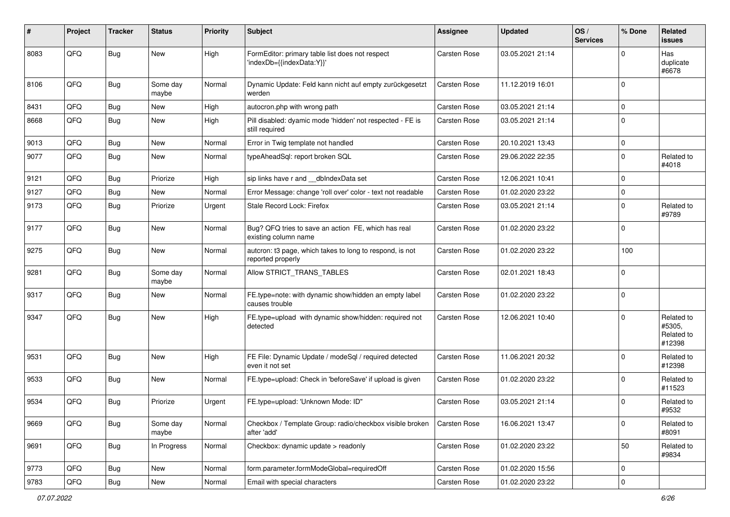| # | Project | Tracker | Status | Priority | Subject | Assignee | Updated | OS / Services | % Done | Related issues |
|---|---|---|---|---|---|---|---|---|---|---|
| 8083 | QFQ | Bug | New | High | FormEditor: primary table list does not respect 'indexDb={{indexData:Y}}' | Carsten Rose | 03.05.2021 21:14 | | 0 | Has duplicate #6678 |
| 8106 | QFQ | Bug | Some day maybe | Normal | Dynamic Update: Feld kann nicht auf empty zurückgesetzt werden | Carsten Rose | 11.12.2019 16:01 | | 0 | |
| 8431 | QFQ | Bug | New | High | autocron.php with wrong path | Carsten Rose | 03.05.2021 21:14 | | 0 | |
| 8668 | QFQ | Bug | New | High | Pill disabled: dyamic mode 'hidden' not respected - FE is still required | Carsten Rose | 03.05.2021 21:14 | | 0 | |
| 9013 | QFQ | Bug | New | Normal | Error in Twig template not handled | Carsten Rose | 20.10.2021 13:43 | | 0 | |
| 9077 | QFQ | Bug | New | Normal | typeAheadSql: report broken SQL | Carsten Rose | 29.06.2022 22:35 | | 0 | Related to #4018 |
| 9121 | QFQ | Bug | Priorize | High | sip links have r and __dbIndexData set | Carsten Rose | 12.06.2021 10:41 | | 0 | |
| 9127 | QFQ | Bug | New | Normal | Error Message: change 'roll over' color - text not readable | Carsten Rose | 01.02.2020 23:22 | | 0 | |
| 9173 | QFQ | Bug | Priorize | Urgent | Stale Record Lock: Firefox | Carsten Rose | 03.05.2021 21:14 | | 0 | Related to #9789 |
| 9177 | QFQ | Bug | New | Normal | Bug? QFQ tries to save an action FE, which has real existing column name | Carsten Rose | 01.02.2020 23:22 | | 0 | |
| 9275 | QFQ | Bug | New | Normal | autcron: t3 page, which takes to long to respond, is not reported properly | Carsten Rose | 01.02.2020 23:22 | | 100 | |
| 9281 | QFQ | Bug | Some day maybe | Normal | Allow STRICT_TRANS_TABLES | Carsten Rose | 02.01.2021 18:43 | | 0 | |
| 9317 | QFQ | Bug | New | Normal | FE.type=note: with dynamic show/hidden an empty label causes trouble | Carsten Rose | 01.02.2020 23:22 | | 0 | |
| 9347 | QFQ | Bug | New | High | FE.type=upload with dynamic show/hidden: required not detected | Carsten Rose | 12.06.2021 10:40 | | 0 | Related to #5305, Related to #12398 |
| 9531 | QFQ | Bug | New | High | FE File: Dynamic Update / modeSql / required detected even it not set | Carsten Rose | 11.06.2021 20:32 | | 0 | Related to #12398 |
| 9533 | QFQ | Bug | New | Normal | FE.type=upload: Check in 'beforeSave' if upload is given | Carsten Rose | 01.02.2020 23:22 | | 0 | Related to #11523 |
| 9534 | QFQ | Bug | Priorize | Urgent | FE.type=upload: 'Unknown Mode: ID" | Carsten Rose | 03.05.2021 21:14 | | 0 | Related to #9532 |
| 9669 | QFQ | Bug | Some day maybe | Normal | Checkbox / Template Group: radio/checkbox visible broken after 'add' | Carsten Rose | 16.06.2021 13:47 | | 0 | Related to #8091 |
| 9691 | QFQ | Bug | In Progress | Normal | Checkbox: dynamic update > readonly | Carsten Rose | 01.02.2020 23:22 | | 50 | Related to #9834 |
| 9773 | QFQ | Bug | New | Normal | form.parameter.formModeGlobal=requiredOff | Carsten Rose | 01.02.2020 15:56 | | 0 | |
| 9783 | QFQ | Bug | New | Normal | Email with special characters | Carsten Rose | 01.02.2020 23:22 | | 0 | |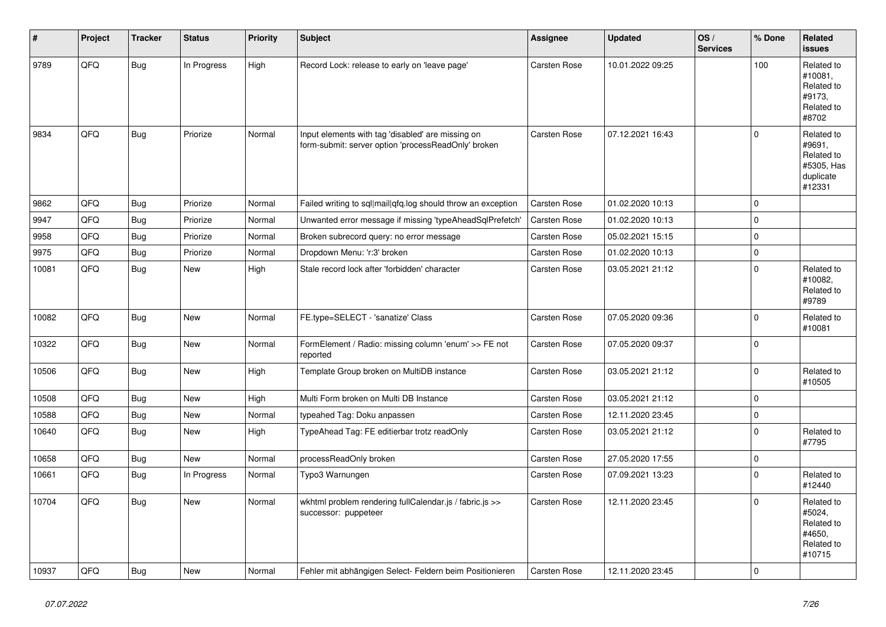| # | Project | Tracker | Status | Priority | Subject | Assignee | Updated | OS / Services | % Done | Related issues |
|---|---|---|---|---|---|---|---|---|---|---|
| 9789 | QFQ | Bug | In Progress | High | Record Lock: release to early on 'leave page' | Carsten Rose | 10.01.2022 09:25 | | 100 | Related to #10081, Related to #9173, Related to #8702 |
| 9834 | QFQ | Bug | Priorize | Normal | Input elements with tag 'disabled' are missing on form-submit: server option 'processReadOnly' broken | Carsten Rose | 07.12.2021 16:43 | | 0 | Related to #9691, Related to #5305, Has duplicate #12331 |
| 9862 | QFQ | Bug | Priorize | Normal | Failed writing to sql\|mail\|qfq.log should throw an exception | Carsten Rose | 01.02.2020 10:13 | | 0 | |
| 9947 | QFQ | Bug | Priorize | Normal | Unwanted error message if missing 'typeAheadSqlPrefetch' | Carsten Rose | 01.02.2020 10:13 | | 0 | |
| 9958 | QFQ | Bug | Priorize | Normal | Broken subrecord query: no error message | Carsten Rose | 05.02.2021 15:15 | | 0 | |
| 9975 | QFQ | Bug | Priorize | Normal | Dropdown Menu: 'r:3' broken | Carsten Rose | 01.02.2020 10:13 | | 0 | |
| 10081 | QFQ | Bug | New | High | Stale record lock after 'forbidden' character | Carsten Rose | 03.05.2021 21:12 | | 0 | Related to #10082, Related to #9789 |
| 10082 | QFQ | Bug | New | Normal | FE.type=SELECT - 'sanatize' Class | Carsten Rose | 07.05.2020 09:36 | | 0 | Related to #10081 |
| 10322 | QFQ | Bug | New | Normal | FormElement / Radio: missing column 'enum' >> FE not reported | Carsten Rose | 07.05.2020 09:37 | | 0 | |
| 10506 | QFQ | Bug | New | High | Template Group broken on MultiDB instance | Carsten Rose | 03.05.2021 21:12 | | 0 | Related to #10505 |
| 10508 | QFQ | Bug | New | High | Multi Form broken on Multi DB Instance | Carsten Rose | 03.05.2021 21:12 | | 0 | |
| 10588 | QFQ | Bug | New | Normal | typeahed Tag: Doku anpassen | Carsten Rose | 12.11.2020 23:45 | | 0 | |
| 10640 | QFQ | Bug | New | High | TypeAhead Tag: FE editierbar trotz readOnly | Carsten Rose | 03.05.2021 21:12 | | 0 | Related to #7795 |
| 10658 | QFQ | Bug | New | Normal | processReadOnly broken | Carsten Rose | 27.05.2020 17:55 | | 0 | |
| 10661 | QFQ | Bug | In Progress | Normal | Typo3 Warnungen | Carsten Rose | 07.09.2021 13:23 | | 0 | Related to #12440 |
| 10704 | QFQ | Bug | New | Normal | wkhtml problem rendering fullCalendar.js / fabric.js >> successor: puppeteer | Carsten Rose | 12.11.2020 23:45 | | 0 | Related to #5024, Related to #4650, Related to #10715 |
| 10937 | QFQ | Bug | New | Normal | Fehler mit abhängigen Select- Feldern beim Positionieren | Carsten Rose | 12.11.2020 23:45 | | 0 | |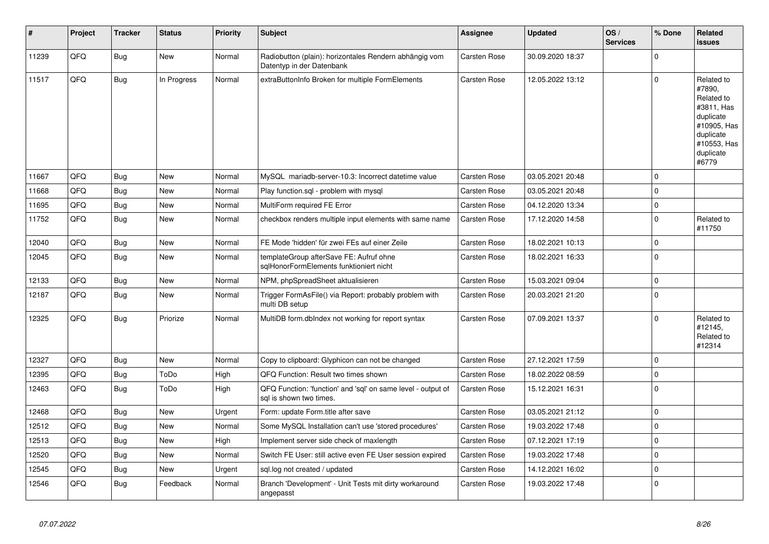| # | Project | Tracker | Status | Priority | Subject | Assignee | Updated | OS / Services | % Done | Related issues |
|---|---|---|---|---|---|---|---|---|---|---|
| 11239 | QFQ | Bug | New | Normal | Radiobutton (plain): horizontales Rendern abhängig vom Datentyp in der Datenbank | Carsten Rose | 30.09.2020 18:37 | | 0 | |
| 11517 | QFQ | Bug | In Progress | Normal | extraButtonInfo Broken for multiple FormElements | Carsten Rose | 12.05.2022 13:12 | | 0 | Related to #7890, Related to #3811, Has duplicate #10905, Has duplicate #10553, Has duplicate #6779 |
| 11667 | QFQ | Bug | New | Normal | MySQL mariadb-server-10.3: Incorrect datetime value | Carsten Rose | 03.05.2021 20:48 | | 0 | |
| 11668 | QFQ | Bug | New | Normal | Play function.sql - problem with mysql | Carsten Rose | 03.05.2021 20:48 | | 0 | |
| 11695 | QFQ | Bug | New | Normal | MultiForm required FE Error | Carsten Rose | 04.12.2020 13:34 | | 0 | |
| 11752 | QFQ | Bug | New | Normal | checkbox renders multiple input elements with same name | Carsten Rose | 17.12.2020 14:58 | | 0 | Related to #11750 |
| 12040 | QFQ | Bug | New | Normal | FE Mode 'hidden' für zwei FEs auf einer Zeile | Carsten Rose | 18.02.2021 10:13 | | 0 | |
| 12045 | QFQ | Bug | New | Normal | templateGroup afterSave FE: Aufruf ohne sqlHonorFormElements funktioniert nicht | Carsten Rose | 18.02.2021 16:33 | | 0 | |
| 12133 | QFQ | Bug | New | Normal | NPM, phpSpreadSheet aktualisieren | Carsten Rose | 15.03.2021 09:04 | | 0 | |
| 12187 | QFQ | Bug | New | Normal | Trigger FormAsFile() via Report: probably problem with multi DB setup | Carsten Rose | 20.03.2021 21:20 | | 0 | |
| 12325 | QFQ | Bug | Priorize | Normal | MultiDB form.dbIndex not working for report syntax | Carsten Rose | 07.09.2021 13:37 | | 0 | Related to #12145, Related to #12314 |
| 12327 | QFQ | Bug | New | Normal | Copy to clipboard: Glyphicon can not be changed | Carsten Rose | 27.12.2021 17:59 | | 0 | |
| 12395 | QFQ | Bug | ToDo | High | QFQ Function: Result two times shown | Carsten Rose | 18.02.2022 08:59 | | 0 | |
| 12463 | QFQ | Bug | ToDo | High | QFQ Function: 'function' and 'sql' on same level - output of sql is shown two times. | Carsten Rose | 15.12.2021 16:31 | | 0 | |
| 12468 | QFQ | Bug | New | Urgent | Form: update Form.title after save | Carsten Rose | 03.05.2021 21:12 | | 0 | |
| 12512 | QFQ | Bug | New | Normal | Some MySQL Installation can't use 'stored procedures' | Carsten Rose | 19.03.2022 17:48 | | 0 | |
| 12513 | QFQ | Bug | New | High | Implement server side check of maxlength | Carsten Rose | 07.12.2021 17:19 | | 0 | |
| 12520 | QFQ | Bug | New | Normal | Switch FE User: still active even FE User session expired | Carsten Rose | 19.03.2022 17:48 | | 0 | |
| 12545 | QFQ | Bug | New | Urgent | sql.log not created / updated | Carsten Rose | 14.12.2021 16:02 | | 0 | |
| 12546 | QFQ | Bug | Feedback | Normal | Branch 'Development' - Unit Tests mit dirty workaround angepasst | Carsten Rose | 19.03.2022 17:48 | | 0 | |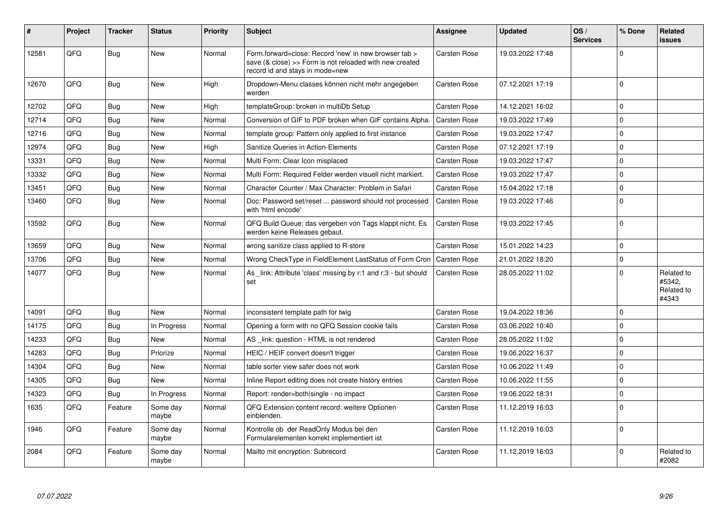| # | Project | Tracker | Status | Priority | Subject | Assignee | Updated | OS / Services | % Done | Related issues |
|---|---|---|---|---|---|---|---|---|---|---|
| 12581 | QFQ | Bug | New | Normal | Form.forward=close: Record 'new' in new browser tab > save (& close) >> Form is not reloaded with new created record id and stays in mode=new | Carsten Rose | 19.03.2022 17:48 | | 0 | |
| 12670 | QFQ | Bug | New | High | Dropdown-Menu classes können nicht mehr angegeben werden | Carsten Rose | 07.12.2021 17:19 | | 0 | |
| 12702 | QFQ | Bug | New | High | templateGroup: broken in multiDb Setup | Carsten Rose | 14.12.2021 16:02 | | 0 | |
| 12714 | QFQ | Bug | New | Normal | Conversion of GIF to PDF broken when GIF contains Alpha. | Carsten Rose | 19.03.2022 17:49 | | 0 | |
| 12716 | QFQ | Bug | New | Normal | template group: Pattern only applied to first instance | Carsten Rose | 19.03.2022 17:47 | | 0 | |
| 12974 | QFQ | Bug | New | High | Sanitize Queries in Action-Elements | Carsten Rose | 07.12.2021 17:19 | | 0 | |
| 13331 | QFQ | Bug | New | Normal | Multi Form: Clear Icon misplaced | Carsten Rose | 19.03.2022 17:47 | | 0 | |
| 13332 | QFQ | Bug | New | Normal | Multi Form: Required Felder werden visuell nicht markiert. | Carsten Rose | 19.03.2022 17:47 | | 0 | |
| 13451 | QFQ | Bug | New | Normal | Character Counter / Max Character: Problem in Safari | Carsten Rose | 15.04.2022 17:18 | | 0 | |
| 13460 | QFQ | Bug | New | Normal | Doc: Password set/reset ... password should not processed with 'html encode' | Carsten Rose | 19.03.2022 17:46 | | 0 | |
| 13592 | QFQ | Bug | New | Normal | QFQ Build Queue: das vergeben von Tags klappt nicht. Es werden keine Releases gebaut. | Carsten Rose | 19.03.2022 17:45 | | 0 | |
| 13659 | QFQ | Bug | New | Normal | wrong sanitize class applied to R-store | Carsten Rose | 15.01.2022 14:23 | | 0 | |
| 13706 | QFQ | Bug | New | Normal | Wrong CheckType in FieldElement LastStatus of Form Cron | Carsten Rose | 21.01.2022 18:20 | | 0 | |
| 14077 | QFQ | Bug | New | Normal | As _link: Attribute 'class' missing by r:1 and r:3 - but should set | Carsten Rose | 28.05.2022 11:02 | | 0 | Related to #5342, Related to #4343 |
| 14091 | QFQ | Bug | New | Normal | inconsistent template path for twig | Carsten Rose | 19.04.2022 18:36 | | 0 | |
| 14175 | QFQ | Bug | In Progress | Normal | Opening a form with no QFQ Session cookie fails | Carsten Rose | 03.06.2022 10:40 | | 0 | |
| 14233 | QFQ | Bug | New | Normal | AS _link: question - HTML is not rendered | Carsten Rose | 28.05.2022 11:02 | | 0 | |
| 14283 | QFQ | Bug | Priorize | Normal | HEIC / HEIF convert doesn't trigger | Carsten Rose | 19.06.2022 16:37 | | 0 | |
| 14304 | QFQ | Bug | New | Normal | table sorter view safer does not work | Carsten Rose | 10.06.2022 11:49 | | 0 | |
| 14305 | QFQ | Bug | New | Normal | Inline Report editing does not create history entries | Carsten Rose | 10.06.2022 11:55 | | 0 | |
| 14323 | QFQ | Bug | In Progress | Normal | Report: render=both\|single - no impact | Carsten Rose | 19.06.2022 18:31 | | 0 | |
| 1635 | QFQ | Feature | Some day maybe | Normal | QFQ Extension content record: weitere Optionen einblenden. | Carsten Rose | 11.12.2019 16:03 | | 0 | |
| 1946 | QFQ | Feature | Some day maybe | Normal | Kontrolle ob der ReadOnly Modus bei den Formularelementen korrekt implementiert ist | Carsten Rose | 11.12.2019 16:03 | | 0 | |
| 2084 | QFQ | Feature | Some day maybe | Normal | Mailto mit encryption: Subrecord | Carsten Rose | 11.12.2019 16:03 | | 0 | Related to #2082 |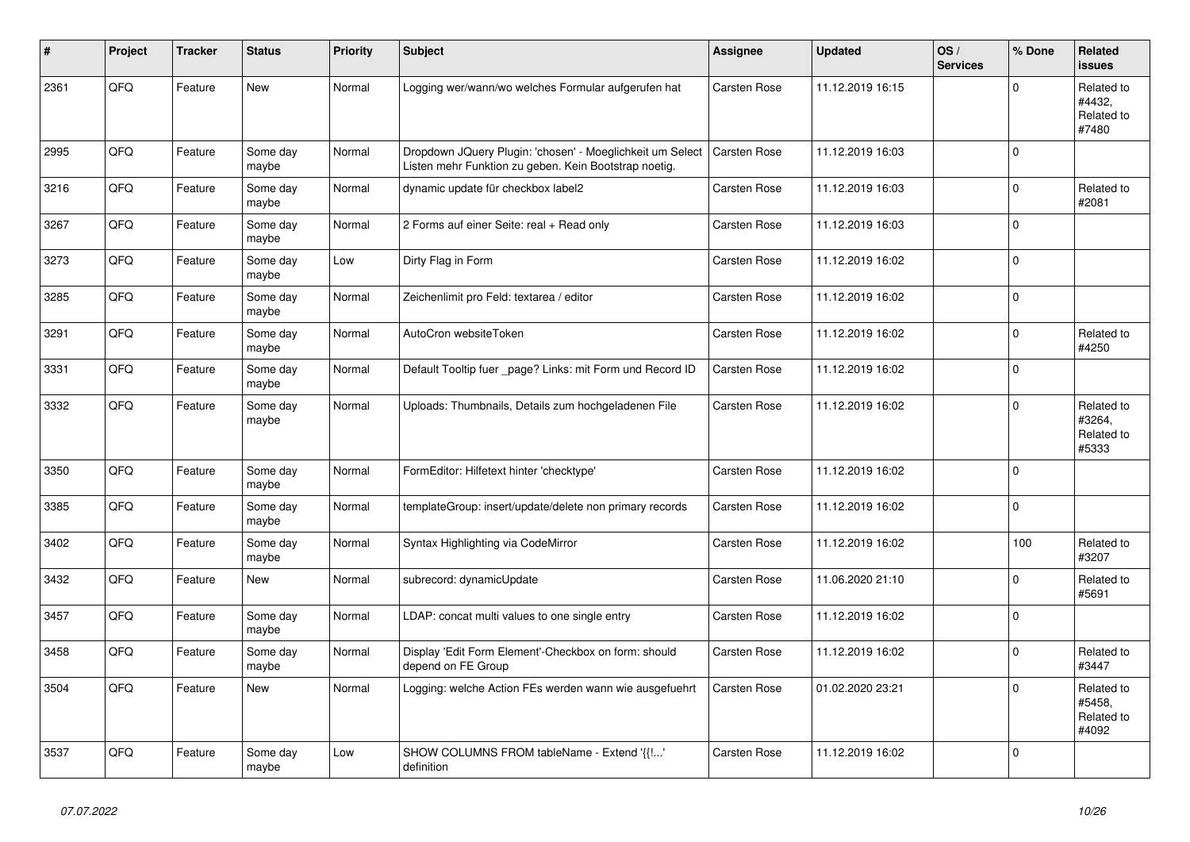| # | Project | Tracker | Status | Priority | Subject | Assignee | Updated | OS / Services | % Done | Related issues |
|---|---|---|---|---|---|---|---|---|---|---|
| 2361 | QFQ | Feature | New | Normal | Logging wer/wann/wo welches Formular aufgerufen hat | Carsten Rose | 11.12.2019 16:15 | | 0 | Related to #4432, Related to #7480 |
| 2995 | QFQ | Feature | Some day maybe | Normal | Dropdown JQuery Plugin: 'chosen' - Moeglichkeit um Select Listen mehr Funktion zu geben. Kein Bootstrap noetig. | Carsten Rose | 11.12.2019 16:03 | | 0 | |
| 3216 | QFQ | Feature | Some day maybe | Normal | dynamic update für checkbox label2 | Carsten Rose | 11.12.2019 16:03 | | 0 | Related to #2081 |
| 3267 | QFQ | Feature | Some day maybe | Normal | 2 Forms auf einer Seite: real + Read only | Carsten Rose | 11.12.2019 16:03 | | 0 | |
| 3273 | QFQ | Feature | Some day maybe | Low | Dirty Flag in Form | Carsten Rose | 11.12.2019 16:02 | | 0 | |
| 3285 | QFQ | Feature | Some day maybe | Normal | Zeichenlimit pro Feld: textarea / editor | Carsten Rose | 11.12.2019 16:02 | | 0 | |
| 3291 | QFQ | Feature | Some day maybe | Normal | AutoCron websiteToken | Carsten Rose | 11.12.2019 16:02 | | 0 | Related to #4250 |
| 3331 | QFQ | Feature | Some day maybe | Normal | Default Tooltip fuer _page? Links: mit Form und Record ID | Carsten Rose | 11.12.2019 16:02 | | 0 | |
| 3332 | QFQ | Feature | Some day maybe | Normal | Uploads: Thumbnails, Details zum hochgeladenen File | Carsten Rose | 11.12.2019 16:02 | | 0 | Related to #3264, Related to #5333 |
| 3350 | QFQ | Feature | Some day maybe | Normal | FormEditor: Hilfetext hinter 'checktype' | Carsten Rose | 11.12.2019 16:02 | | 0 | |
| 3385 | QFQ | Feature | Some day maybe | Normal | templateGroup: insert/update/delete non primary records | Carsten Rose | 11.12.2019 16:02 | | 0 | |
| 3402 | QFQ | Feature | Some day maybe | Normal | Syntax Highlighting via CodeMirror | Carsten Rose | 11.12.2019 16:02 | | 100 | Related to #3207 |
| 3432 | QFQ | Feature | New | Normal | subrecord: dynamicUpdate | Carsten Rose | 11.06.2020 21:10 | | 0 | Related to #5691 |
| 3457 | QFQ | Feature | Some day maybe | Normal | LDAP: concat multi values to one single entry | Carsten Rose | 11.12.2019 16:02 | | 0 | |
| 3458 | QFQ | Feature | Some day maybe | Normal | Display 'Edit Form Element'-Checkbox on form: should depend on FE Group | Carsten Rose | 11.12.2019 16:02 | | 0 | Related to #3447 |
| 3504 | QFQ | Feature | New | Normal | Logging: welche Action FEs werden wann wie ausgefuehrt | Carsten Rose | 01.02.2020 23:21 | | 0 | Related to #5458, Related to #4092 |
| 3537 | QFQ | Feature | Some day maybe | Low | SHOW COLUMNS FROM tableName - Extend '{{!...' definition | Carsten Rose | 11.12.2019 16:02 | | 0 | |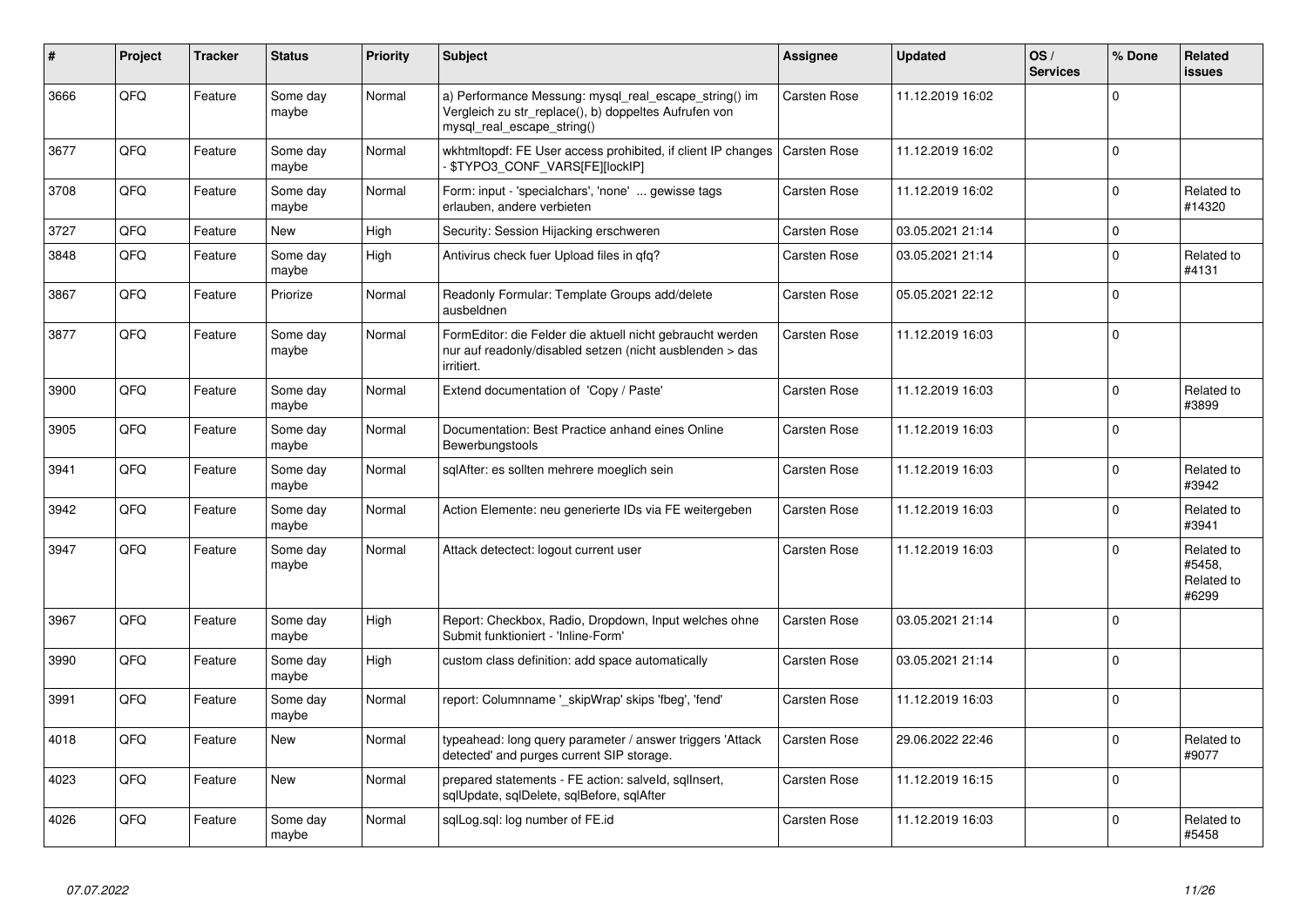| # | Project | Tracker | Status | Priority | Subject | Assignee | Updated | OS / Services | % Done | Related issues |
|---|---|---|---|---|---|---|---|---|---|---|
| 3666 | QFQ | Feature | Some day maybe | Normal | a) Performance Messung: mysql_real_escape_string() im Vergleich zu str_replace(), b) doppeltes Aufrufen von mysql_real_escape_string() | Carsten Rose | 11.12.2019 16:02 | | 0 | |
| 3677 | QFQ | Feature | Some day maybe | Normal | wkhtmltopdf: FE User access prohibited, if client IP changes - $TYPO3_CONF_VARS[FE][lockIP] | Carsten Rose | 11.12.2019 16:02 | | 0 | |
| 3708 | QFQ | Feature | Some day maybe | Normal | Form: input - 'specialchars', 'none' ... gewisse tags erlauben, andere verbieten | Carsten Rose | 11.12.2019 16:02 | | 0 | Related to #14320 |
| 3727 | QFQ | Feature | New | High | Security: Session Hijacking erschweren | Carsten Rose | 03.05.2021 21:14 | | 0 | |
| 3848 | QFQ | Feature | Some day maybe | High | Antivirus check fuer Upload files in qfq? | Carsten Rose | 03.05.2021 21:14 | | 0 | Related to #4131 |
| 3867 | QFQ | Feature | Priorize | Normal | Readonly Formular: Template Groups add/delete ausbeldnen | Carsten Rose | 05.05.2021 22:12 | | 0 | |
| 3877 | QFQ | Feature | Some day maybe | Normal | FormEditor: die Felder die aktuell nicht gebraucht werden nur auf readonly/disabled setzen (nicht ausblenden > das irritiert. | Carsten Rose | 11.12.2019 16:03 | | 0 | |
| 3900 | QFQ | Feature | Some day maybe | Normal | Extend documentation of 'Copy / Paste' | Carsten Rose | 11.12.2019 16:03 | | 0 | Related to #3899 |
| 3905 | QFQ | Feature | Some day maybe | Normal | Documentation: Best Practice anhand eines Online Bewerbungstools | Carsten Rose | 11.12.2019 16:03 | | 0 | |
| 3941 | QFQ | Feature | Some day maybe | Normal | sqlAfter: es sollten mehrere moeglich sein | Carsten Rose | 11.12.2019 16:03 | | 0 | Related to #3942 |
| 3942 | QFQ | Feature | Some day maybe | Normal | Action Elemente: neu generierte IDs via FE weitergeben | Carsten Rose | 11.12.2019 16:03 | | 0 | Related to #3941 |
| 3947 | QFQ | Feature | Some day maybe | Normal | Attack detectect: logout current user | Carsten Rose | 11.12.2019 16:03 | | 0 | Related to #5458, Related to #6299 |
| 3967 | QFQ | Feature | Some day maybe | High | Report: Checkbox, Radio, Dropdown, Input welches ohne Submit funktioniert - 'Inline-Form' | Carsten Rose | 03.05.2021 21:14 | | 0 | |
| 3990 | QFQ | Feature | Some day maybe | High | custom class definition: add space automatically | Carsten Rose | 03.05.2021 21:14 | | 0 | |
| 3991 | QFQ | Feature | Some day maybe | Normal | report: Columnname '_skipWrap' skips 'fbeg', 'fend' | Carsten Rose | 11.12.2019 16:03 | | 0 | |
| 4018 | QFQ | Feature | New | Normal | typeahead: long query parameter / answer triggers 'Attack detected' and purges current SIP storage. | Carsten Rose | 29.06.2022 22:46 | | 0 | Related to #9077 |
| 4023 | QFQ | Feature | New | Normal | prepared statements - FE action: salveld, sqlInsert, sqlUpdate, sqlDelete, sqlBefore, sqlAfter | Carsten Rose | 11.12.2019 16:15 | | 0 | |
| 4026 | QFQ | Feature | Some day maybe | Normal | sqlLog.sql: log number of FE.id | Carsten Rose | 11.12.2019 16:03 | | 0 | Related to #5458 |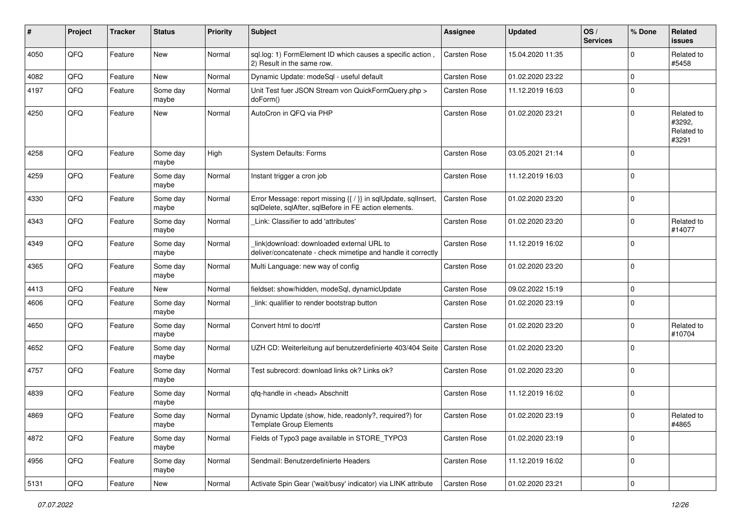| # | Project | Tracker | Status | Priority | Subject | Assignee | Updated | OS / Services | % Done | Related issues |
|---|---|---|---|---|---|---|---|---|---|---|
| 4050 | QFQ | Feature | New | Normal | sql.log: 1) FormElement ID which causes a specific action , 2) Result in the same row. | Carsten Rose | 15.04.2020 11:35 | | 0 | Related to #5458 |
| 4082 | QFQ | Feature | New | Normal | Dynamic Update: modeSql - useful default | Carsten Rose | 01.02.2020 23:22 | | 0 | |
| 4197 | QFQ | Feature | Some day maybe | Normal | Unit Test fuer JSON Stream von QuickFormQuery.php > doForm() | Carsten Rose | 11.12.2019 16:03 | | 0 | |
| 4250 | QFQ | Feature | New | Normal | AutoCron in QFQ via PHP | Carsten Rose | 01.02.2020 23:21 | | 0 | Related to #3292, Related to #3291 |
| 4258 | QFQ | Feature | Some day maybe | High | System Defaults: Forms | Carsten Rose | 03.05.2021 21:14 | | 0 | |
| 4259 | QFQ | Feature | Some day maybe | Normal | Instant trigger a cron job | Carsten Rose | 11.12.2019 16:03 | | 0 | |
| 4330 | QFQ | Feature | Some day maybe | Normal | Error Message: report missing {{ / }} in sqlUpdate, sqlInsert, sqlDelete, sqlAfter, sqlBefore in FE action elements. | Carsten Rose | 01.02.2020 23:20 | | 0 | |
| 4343 | QFQ | Feature | Some day maybe | Normal | _Link: Classifier to add 'attributes' | Carsten Rose | 01.02.2020 23:20 | | 0 | Related to #14077 |
| 4349 | QFQ | Feature | Some day maybe | Normal | _link\|download: downloaded external URL to deliver/concatenate - check mimetipe and handle it correctly | Carsten Rose | 11.12.2019 16:02 | | 0 | |
| 4365 | QFQ | Feature | Some day maybe | Normal | Multi Language: new way of config | Carsten Rose | 01.02.2020 23:20 | | 0 | |
| 4413 | QFQ | Feature | New | Normal | fieldset: show/hidden, modeSql, dynamicUpdate | Carsten Rose | 09.02.2022 15:19 | | 0 | |
| 4606 | QFQ | Feature | Some day maybe | Normal | _link: qualifier to render bootstrap button | Carsten Rose | 01.02.2020 23:19 | | 0 | |
| 4650 | QFQ | Feature | Some day maybe | Normal | Convert html to doc/rtf | Carsten Rose | 01.02.2020 23:20 | | 0 | Related to #10704 |
| 4652 | QFQ | Feature | Some day maybe | Normal | UZH CD: Weiterleitung auf benutzerdefinierte 403/404 Seite | Carsten Rose | 01.02.2020 23:20 | | 0 | |
| 4757 | QFQ | Feature | Some day maybe | Normal | Test subrecord: download links ok? Links ok? | Carsten Rose | 01.02.2020 23:20 | | 0 | |
| 4839 | QFQ | Feature | Some day maybe | Normal | qfq-handle in <head> Abschnitt | Carsten Rose | 11.12.2019 16:02 | | 0 | |
| 4869 | QFQ | Feature | Some day maybe | Normal | Dynamic Update (show, hide, readonly?, required?) for Template Group Elements | Carsten Rose | 01.02.2020 23:19 | | 0 | Related to #4865 |
| 4872 | QFQ | Feature | Some day maybe | Normal | Fields of Typo3 page available in STORE_TYPO3 | Carsten Rose | 01.02.2020 23:19 | | 0 | |
| 4956 | QFQ | Feature | Some day maybe | Normal | Sendmail: Benutzerdefinierte Headers | Carsten Rose | 11.12.2019 16:02 | | 0 | |
| 5131 | QFQ | Feature | New | Normal | Activate Spin Gear ('wait/busy' indicator) via LINK attribute | Carsten Rose | 01.02.2020 23:21 | | 0 | |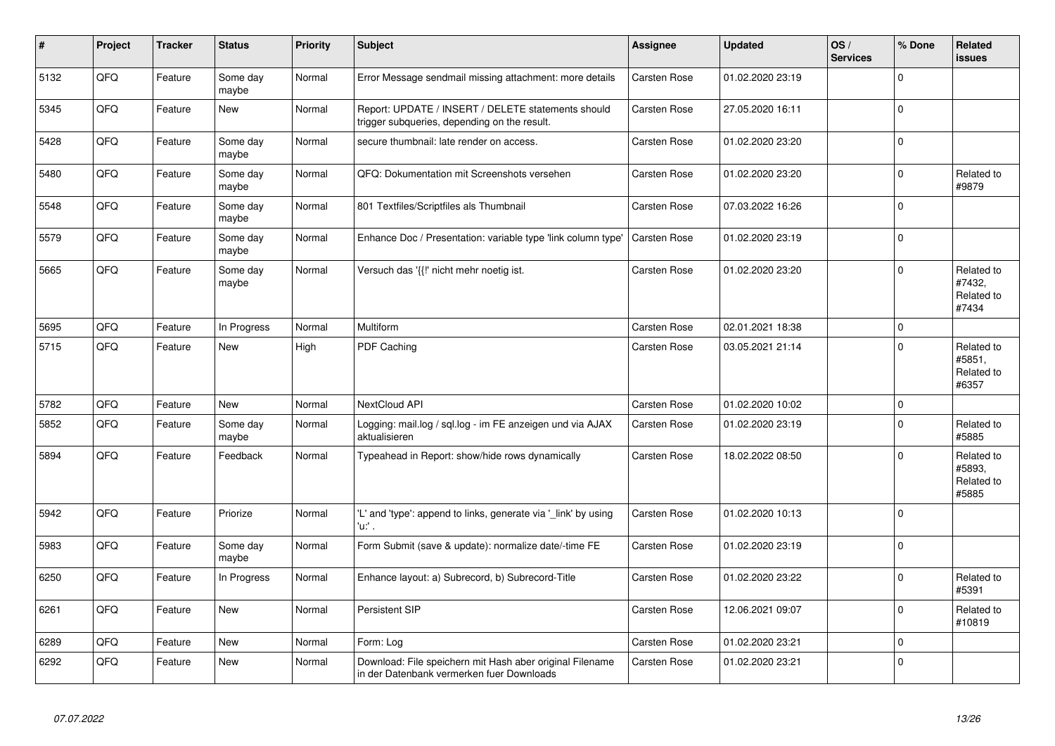| # | Project | Tracker | Status | Priority | Subject | Assignee | Updated | OS / Services | % Done | Related issues |
|---|---|---|---|---|---|---|---|---|---|---|
| 5132 | QFQ | Feature | Some day maybe | Normal | Error Message sendmail missing attachment: more details | Carsten Rose | 01.02.2020 23:19 | | 0 | |
| 5345 | QFQ | Feature | New | Normal | Report: UPDATE / INSERT / DELETE statements should trigger subqueries, depending on the result. | Carsten Rose | 27.05.2020 16:11 | | 0 | |
| 5428 | QFQ | Feature | Some day maybe | Normal | secure thumbnail: late render on access. | Carsten Rose | 01.02.2020 23:20 | | 0 | |
| 5480 | QFQ | Feature | Some day maybe | Normal | QFQ: Dokumentation mit Screenshots versehen | Carsten Rose | 01.02.2020 23:20 | | 0 | Related to #9879 |
| 5548 | QFQ | Feature | Some day maybe | Normal | 801 Textfiles/Scriptfiles als Thumbnail | Carsten Rose | 07.03.2022 16:26 | | 0 | |
| 5579 | QFQ | Feature | Some day maybe | Normal | Enhance Doc / Presentation: variable type 'link column type' | Carsten Rose | 01.02.2020 23:19 | | 0 | |
| 5665 | QFQ | Feature | Some day maybe | Normal | Versuch das '{{!' nicht mehr noetig ist. | Carsten Rose | 01.02.2020 23:20 | | 0 | Related to #7432, Related to #7434 |
| 5695 | QFQ | Feature | In Progress | Normal | Multiform | Carsten Rose | 02.01.2021 18:38 | | 0 | |
| 5715 | QFQ | Feature | New | High | PDF Caching | Carsten Rose | 03.05.2021 21:14 | | 0 | Related to #5851, Related to #6357 |
| 5782 | QFQ | Feature | New | Normal | NextCloud API | Carsten Rose | 01.02.2020 10:02 | | 0 | |
| 5852 | QFQ | Feature | Some day maybe | Normal | Logging: mail.log / sql.log - im FE anzeigen und via AJAX aktualisieren | Carsten Rose | 01.02.2020 23:19 | | 0 | Related to #5885 |
| 5894 | QFQ | Feature | Feedback | Normal | Typeahead in Report: show/hide rows dynamically | Carsten Rose | 18.02.2022 08:50 | | 0 | Related to #5893, Related to #5885 |
| 5942 | QFQ | Feature | Priorize | Normal | 'L' and 'type': append to links, generate via '_link' by using 'u:' . | Carsten Rose | 01.02.2020 10:13 | | 0 | |
| 5983 | QFQ | Feature | Some day maybe | Normal | Form Submit (save & update): normalize date/-time FE | Carsten Rose | 01.02.2020 23:19 | | 0 | |
| 6250 | QFQ | Feature | In Progress | Normal | Enhance layout: a) Subrecord, b) Subrecord-Title | Carsten Rose | 01.02.2020 23:22 | | 0 | Related to #5391 |
| 6261 | QFQ | Feature | New | Normal | Persistent SIP | Carsten Rose | 12.06.2021 09:07 | | 0 | Related to #10819 |
| 6289 | QFQ | Feature | New | Normal | Form: Log | Carsten Rose | 01.02.2020 23:21 | | 0 | |
| 6292 | QFQ | Feature | New | Normal | Download: File speichern mit Hash aber original Filename in der Datenbank vermerken fuer Downloads | Carsten Rose | 01.02.2020 23:21 | | 0 | |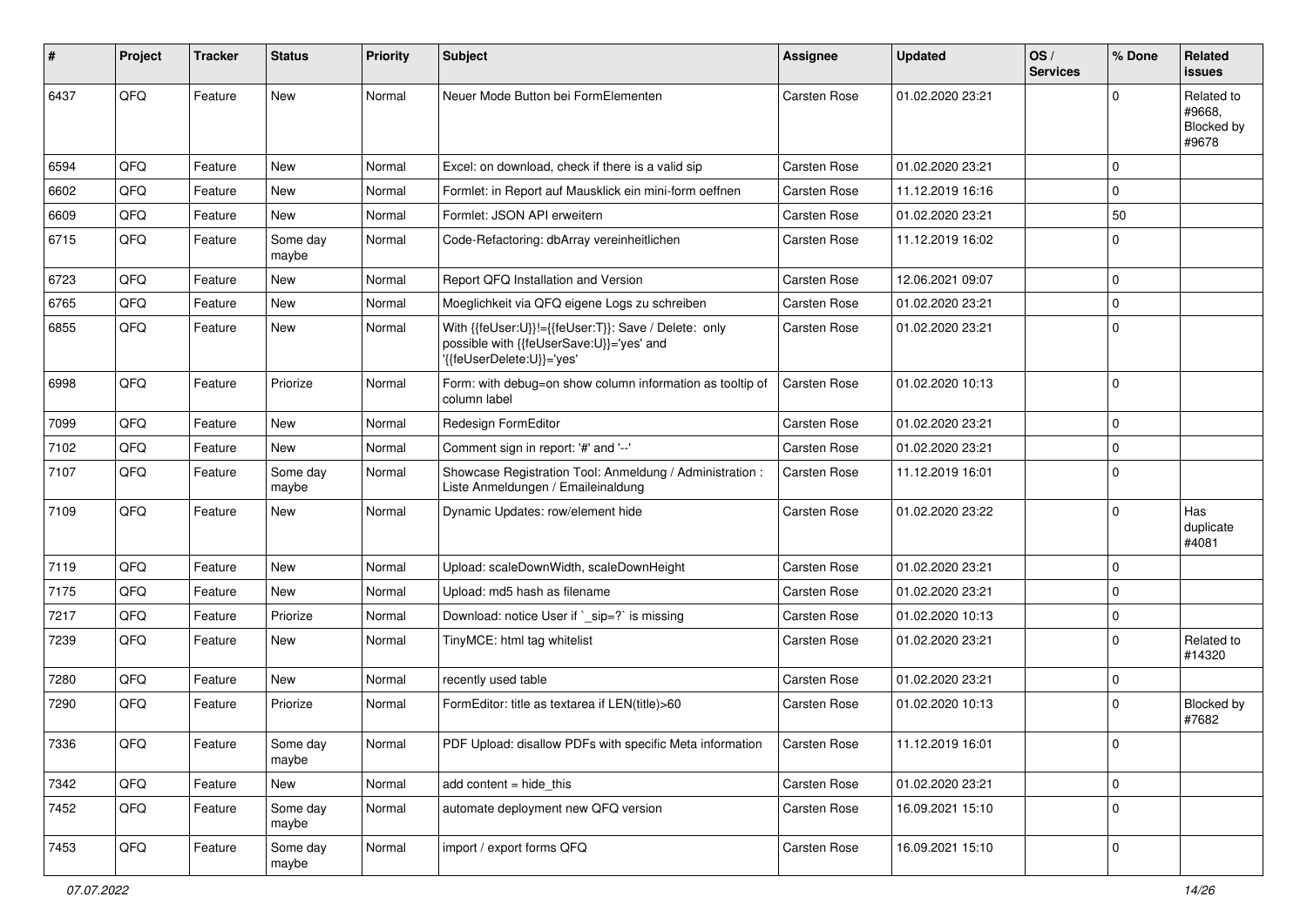| # | Project | Tracker | Status | Priority | Subject | Assignee | Updated | OS / Services | % Done | Related issues |
|---|---|---|---|---|---|---|---|---|---|---|
| 6437 | QFQ | Feature | New | Normal | Neuer Mode Button bei FormElementen | Carsten Rose | 01.02.2020 23:21 | | 0 | Related to #9668, Blocked by #9678 |
| 6594 | QFQ | Feature | New | Normal | Excel: on download, check if there is a valid sip | Carsten Rose | 01.02.2020 23:21 | | 0 | |
| 6602 | QFQ | Feature | New | Normal | Formlet: in Report auf Mausklick ein mini-form oeffnen | Carsten Rose | 11.12.2019 16:16 | | 0 | |
| 6609 | QFQ | Feature | New | Normal | Formlet: JSON API erweitern | Carsten Rose | 01.02.2020 23:21 | | 50 | |
| 6715 | QFQ | Feature | Some day maybe | Normal | Code-Refactoring: dbArray vereinheitlichen | Carsten Rose | 11.12.2019 16:02 | | 0 | |
| 6723 | QFQ | Feature | New | Normal | Report QFQ Installation and Version | Carsten Rose | 12.06.2021 09:07 | | 0 | |
| 6765 | QFQ | Feature | New | Normal | Moeglichkeit via QFQ eigene Logs zu schreiben | Carsten Rose | 01.02.2020 23:21 | | 0 | |
| 6855 | QFQ | Feature | New | Normal | With {{feUser:U}}!={{feUser:T}}: Save / Delete: only possible with {{feUserSave:U}}='yes' and '{{feUserDelete:U}}='yes' | Carsten Rose | 01.02.2020 23:21 | | 0 | |
| 6998 | QFQ | Feature | Priorize | Normal | Form: with debug=on show column information as tooltip of column label | Carsten Rose | 01.02.2020 10:13 | | 0 | |
| 7099 | QFQ | Feature | New | Normal | Redesign FormEditor | Carsten Rose | 01.02.2020 23:21 | | 0 | |
| 7102 | QFQ | Feature | New | Normal | Comment sign in report: '#' and '--' | Carsten Rose | 01.02.2020 23:21 | | 0 | |
| 7107 | QFQ | Feature | Some day maybe | Normal | Showcase Registration Tool: Anmeldung / Administration : Liste Anmeldungen / Emaileinaldung | Carsten Rose | 11.12.2019 16:01 | | 0 | |
| 7109 | QFQ | Feature | New | Normal | Dynamic Updates: row/element hide | Carsten Rose | 01.02.2020 23:22 | | 0 | Has duplicate #4081 |
| 7119 | QFQ | Feature | New | Normal | Upload: scaleDownWidth, scaleDownHeight | Carsten Rose | 01.02.2020 23:21 | | 0 | |
| 7175 | QFQ | Feature | New | Normal | Upload: md5 hash as filename | Carsten Rose | 01.02.2020 23:21 | | 0 | |
| 7217 | QFQ | Feature | Priorize | Normal | Download: notice User if `_sip=?` is missing | Carsten Rose | 01.02.2020 10:13 | | 0 | |
| 7239 | QFQ | Feature | New | Normal | TinyMCE: html tag whitelist | Carsten Rose | 01.02.2020 23:21 | | 0 | Related to #14320 |
| 7280 | QFQ | Feature | New | Normal | recently used table | Carsten Rose | 01.02.2020 23:21 | | 0 | |
| 7290 | QFQ | Feature | Priorize | Normal | FormEditor: title as textarea if LEN(title)>60 | Carsten Rose | 01.02.2020 10:13 | | 0 | Blocked by #7682 |
| 7336 | QFQ | Feature | Some day maybe | Normal | PDF Upload: disallow PDFs with specific Meta information | Carsten Rose | 11.12.2019 16:01 | | 0 | |
| 7342 | QFQ | Feature | New | Normal | add content = hide_this | Carsten Rose | 01.02.2020 23:21 | | 0 | |
| 7452 | QFQ | Feature | Some day maybe | Normal | automate deployment new QFQ version | Carsten Rose | 16.09.2021 15:10 | | 0 | |
| 7453 | QFQ | Feature | Some day maybe | Normal | import / export forms QFQ | Carsten Rose | 16.09.2021 15:10 | | 0 | |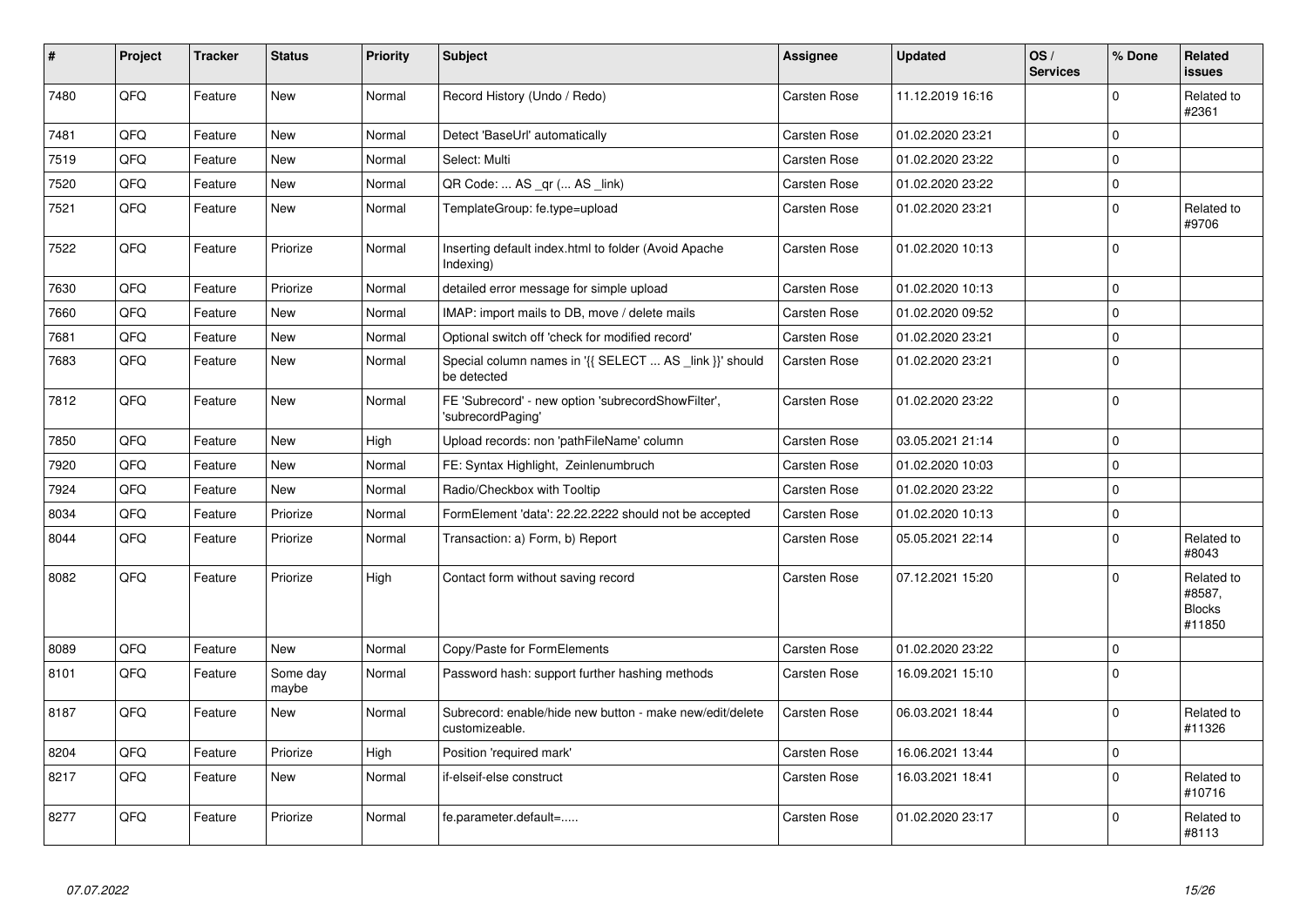| # | Project | Tracker | Status | Priority | Subject | Assignee | Updated | OS / Services | % Done | Related issues |
|---|---|---|---|---|---|---|---|---|---|---|
| 7480 | QFQ | Feature | New | Normal | Record History (Undo / Redo) | Carsten Rose | 11.12.2019 16:16 | | 0 | Related to #2361 |
| 7481 | QFQ | Feature | New | Normal | Detect 'BaseUrl' automatically | Carsten Rose | 01.02.2020 23:21 | | 0 | |
| 7519 | QFQ | Feature | New | Normal | Select: Multi | Carsten Rose | 01.02.2020 23:22 | | 0 | |
| 7520 | QFQ | Feature | New | Normal | QR Code: ... AS _qr (... AS _link) | Carsten Rose | 01.02.2020 23:22 | | 0 | |
| 7521 | QFQ | Feature | New | Normal | TemplateGroup: fe.type=upload | Carsten Rose | 01.02.2020 23:21 | | 0 | Related to #9706 |
| 7522 | QFQ | Feature | Priorize | Normal | Inserting default index.html to folder (Avoid Apache Indexing) | Carsten Rose | 01.02.2020 10:13 | | 0 | |
| 7630 | QFQ | Feature | Priorize | Normal | detailed error message for simple upload | Carsten Rose | 01.02.2020 10:13 | | 0 | |
| 7660 | QFQ | Feature | New | Normal | IMAP: import mails to DB, move / delete mails | Carsten Rose | 01.02.2020 09:52 | | 0 | |
| 7681 | QFQ | Feature | New | Normal | Optional switch off 'check for modified record' | Carsten Rose | 01.02.2020 23:21 | | 0 | |
| 7683 | QFQ | Feature | New | Normal | Special column names in '{{ SELECT ... AS _link }}' should be detected | Carsten Rose | 01.02.2020 23:21 | | 0 | |
| 7812 | QFQ | Feature | New | Normal | FE 'Subrecord' - new option 'subrecordShowFilter', 'subrecordPaging' | Carsten Rose | 01.02.2020 23:22 | | 0 | |
| 7850 | QFQ | Feature | New | High | Upload records: non 'pathFileName' column | Carsten Rose | 03.05.2021 21:14 | | 0 | |
| 7920 | QFQ | Feature | New | Normal | FE: Syntax Highlight, Zeilenumbruch | Carsten Rose | 01.02.2020 10:03 | | 0 | |
| 7924 | QFQ | Feature | New | Normal | Radio/Checkbox with Tooltip | Carsten Rose | 01.02.2020 23:22 | | 0 | |
| 8034 | QFQ | Feature | Priorize | Normal | FormElement 'data': 22.22.2222 should not be accepted | Carsten Rose | 01.02.2020 10:13 | | 0 | |
| 8044 | QFQ | Feature | Priorize | Normal | Transaction: a) Form, b) Report | Carsten Rose | 05.05.2021 22:14 | | 0 | Related to #8043 |
| 8082 | QFQ | Feature | Priorize | High | Contact form without saving record | Carsten Rose | 07.12.2021 15:20 | | 0 | Related to #8587, Blocks #11850 |
| 8089 | QFQ | Feature | New | Normal | Copy/Paste for FormElements | Carsten Rose | 01.02.2020 23:22 | | 0 | |
| 8101 | QFQ | Feature | Some day maybe | Normal | Password hash: support further hashing methods | Carsten Rose | 16.09.2021 15:10 | | 0 | |
| 8187 | QFQ | Feature | New | Normal | Subrecord: enable/hide new button - make new/edit/delete customizeable. | Carsten Rose | 06.03.2021 18:44 | | 0 | Related to #11326 |
| 8204 | QFQ | Feature | Priorize | High | Position 'required mark' | Carsten Rose | 16.06.2021 13:44 | | 0 | |
| 8217 | QFQ | Feature | New | Normal | if-elseif-else construct | Carsten Rose | 16.03.2021 18:41 | | 0 | Related to #10716 |
| 8277 | QFQ | Feature | Priorize | Normal | fe.parameter.default=..... | Carsten Rose | 01.02.2020 23:17 | | 0 | Related to #8113 |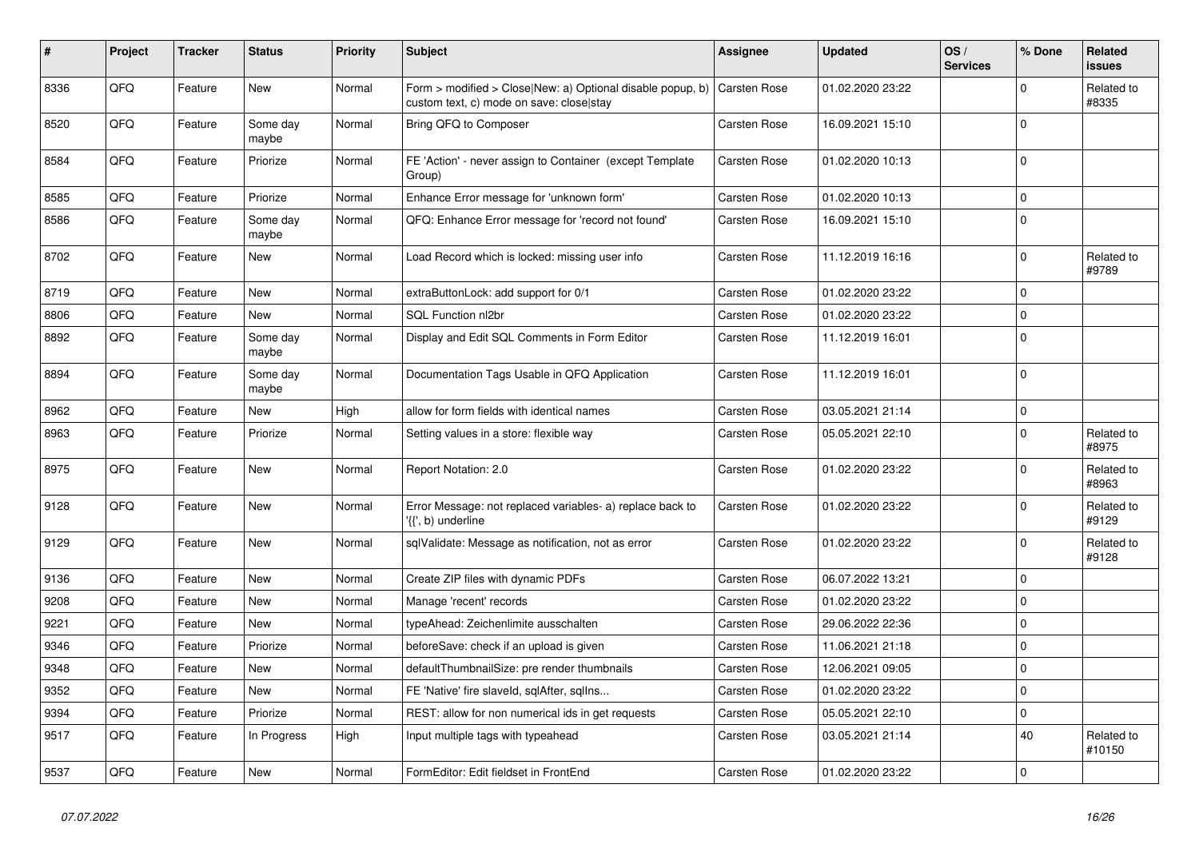| # | Project | Tracker | Status | Priority | Subject | Assignee | Updated | OS / Services | % Done | Related issues |
|---|---|---|---|---|---|---|---|---|---|---|
| 8336 | QFQ | Feature | New | Normal | Form > modified > Close\|New: a) Optional disable popup, b) custom text, c) mode on save: close\|stay | Carsten Rose | 01.02.2020 23:22 | | 0 | Related to #8335 |
| 8520 | QFQ | Feature | Some day maybe | Normal | Bring QFQ to Composer | Carsten Rose | 16.09.2021 15:10 | | 0 | |
| 8584 | QFQ | Feature | Priorize | Normal | FE 'Action' - never assign to Container (except Template Group) | Carsten Rose | 01.02.2020 10:13 | | 0 | |
| 8585 | QFQ | Feature | Priorize | Normal | Enhance Error message for 'unknown form' | Carsten Rose | 01.02.2020 10:13 | | 0 | |
| 8586 | QFQ | Feature | Some day maybe | Normal | QFQ: Enhance Error message for 'record not found' | Carsten Rose | 16.09.2021 15:10 | | 0 | |
| 8702 | QFQ | Feature | New | Normal | Load Record which is locked: missing user info | Carsten Rose | 11.12.2019 16:16 | | 0 | Related to #9789 |
| 8719 | QFQ | Feature | New | Normal | extraButtonLock: add support for 0/1 | Carsten Rose | 01.02.2020 23:22 | | 0 | |
| 8806 | QFQ | Feature | New | Normal | SQL Function nl2br | Carsten Rose | 01.02.2020 23:22 | | 0 | |
| 8892 | QFQ | Feature | Some day maybe | Normal | Display and Edit SQL Comments in Form Editor | Carsten Rose | 11.12.2019 16:01 | | 0 | |
| 8894 | QFQ | Feature | Some day maybe | Normal | Documentation Tags Usable in QFQ Application | Carsten Rose | 11.12.2019 16:01 | | 0 | |
| 8962 | QFQ | Feature | New | High | allow for form fields with identical names | Carsten Rose | 03.05.2021 21:14 | | 0 | |
| 8963 | QFQ | Feature | Priorize | Normal | Setting values in a store: flexible way | Carsten Rose | 05.05.2021 22:10 | | 0 | Related to #8975 |
| 8975 | QFQ | Feature | New | Normal | Report Notation: 2.0 | Carsten Rose | 01.02.2020 23:22 | | 0 | Related to #8963 |
| 9128 | QFQ | Feature | New | Normal | Error Message: not replaced variables- a) replace back to '{{', b) underline | Carsten Rose | 01.02.2020 23:22 | | 0 | Related to #9129 |
| 9129 | QFQ | Feature | New | Normal | sqlValidate: Message as notification, not as error | Carsten Rose | 01.02.2020 23:22 | | 0 | Related to #9128 |
| 9136 | QFQ | Feature | New | Normal | Create ZIP files with dynamic PDFs | Carsten Rose | 06.07.2022 13:21 | | 0 | |
| 9208 | QFQ | Feature | New | Normal | Manage 'recent' records | Carsten Rose | 01.02.2020 23:22 | | 0 | |
| 9221 | QFQ | Feature | New | Normal | typeAhead: Zeichenlimite ausschalten | Carsten Rose | 29.06.2022 22:36 | | 0 | |
| 9346 | QFQ | Feature | Priorize | Normal | beforeSave: check if an upload is given | Carsten Rose | 11.06.2021 21:18 | | 0 | |
| 9348 | QFQ | Feature | New | Normal | defaultThumbnailSize: pre render thumbnails | Carsten Rose | 12.06.2021 09:05 | | 0 | |
| 9352 | QFQ | Feature | New | Normal | FE 'Native' fire slaveId, sqlAfter, sqlIns... | Carsten Rose | 01.02.2020 23:22 | | 0 | |
| 9394 | QFQ | Feature | Priorize | Normal | REST: allow for non numerical ids in get requests | Carsten Rose | 05.05.2021 22:10 | | 0 | |
| 9517 | QFQ | Feature | In Progress | High | Input multiple tags with typeahead | Carsten Rose | 03.05.2021 21:14 | | 40 | Related to #10150 |
| 9537 | QFQ | Feature | New | Normal | FormEditor: Edit fieldset in FrontEnd | Carsten Rose | 01.02.2020 23:22 | | 0 | |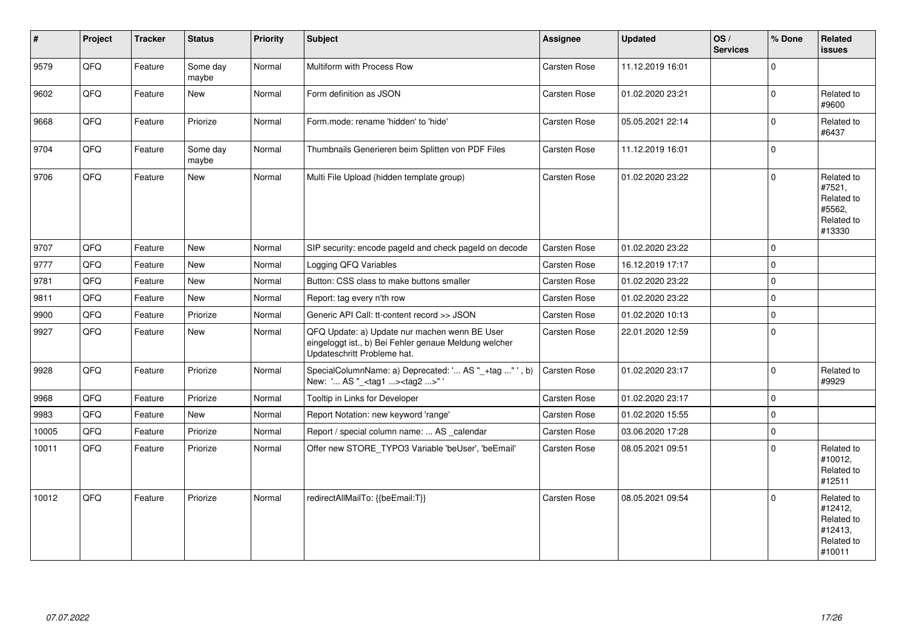| # | Project | Tracker | Status | Priority | Subject | Assignee | Updated | OS / Services | % Done | Related issues |
|---|---|---|---|---|---|---|---|---|---|---|
| 9579 | QFQ | Feature | Some day maybe | Normal | Multiform with Process Row | Carsten Rose | 11.12.2019 16:01 | | 0 | |
| 9602 | QFQ | Feature | New | Normal | Form definition as JSON | Carsten Rose | 01.02.2020 23:21 | | 0 | Related to #9600 |
| 9668 | QFQ | Feature | Priorize | Normal | Form.mode: rename 'hidden' to 'hide' | Carsten Rose | 05.05.2021 22:14 | | 0 | Related to #6437 |
| 9704 | QFQ | Feature | Some day maybe | Normal | Thumbnails Generieren beim Splitten von PDF Files | Carsten Rose | 11.12.2019 16:01 | | 0 | |
| 9706 | QFQ | Feature | New | Normal | Multi File Upload (hidden template group) | Carsten Rose | 01.02.2020 23:22 | | 0 | Related to #7521, Related to #5562, Related to #13330 |
| 9707 | QFQ | Feature | New | Normal | SIP security: encode pageId and check pageId on decode | Carsten Rose | 01.02.2020 23:22 | | 0 | |
| 9777 | QFQ | Feature | New | Normal | Logging QFQ Variables | Carsten Rose | 16.12.2019 17:17 | | 0 | |
| 9781 | QFQ | Feature | New | Normal | Button: CSS class to make buttons smaller | Carsten Rose | 01.02.2020 23:22 | | 0 | |
| 9811 | QFQ | Feature | New | Normal | Report: tag every n'th row | Carsten Rose | 01.02.2020 23:22 | | 0 | |
| 9900 | QFQ | Feature | Priorize | Normal | Generic API Call: tt-content record >> JSON | Carsten Rose | 01.02.2020 10:13 | | 0 | |
| 9927 | QFQ | Feature | New | Normal | QFQ Update: a) Update nur machen wenn BE User eingeloggt ist., b) Bei Fehler genaue Meldung welcher Updateschritt Probleme hat. | Carsten Rose | 22.01.2020 12:59 | | 0 | |
| 9928 | QFQ | Feature | Priorize | Normal | SpecialColumnName: a) Deprecated: '... AS "_+tag ..." ', b) New: '... AS "_<tag1 ...><tag2 ...>" ' | Carsten Rose | 01.02.2020 23:17 | | 0 | Related to #9929 |
| 9968 | QFQ | Feature | Priorize | Normal | Tooltip in Links for Developer | Carsten Rose | 01.02.2020 23:17 | | 0 | |
| 9983 | QFQ | Feature | New | Normal | Report Notation: new keyword 'range' | Carsten Rose | 01.02.2020 15:55 | | 0 | |
| 10005 | QFQ | Feature | Priorize | Normal | Report / special column name: ... AS _calendar | Carsten Rose | 03.06.2020 17:28 | | 0 | |
| 10011 | QFQ | Feature | Priorize | Normal | Offer new STORE_TYPO3 Variable 'beUser', 'beEmail' | Carsten Rose | 08.05.2021 09:51 | | 0 | Related to #10012, Related to #12511 |
| 10012 | QFQ | Feature | Priorize | Normal | redirectAllMailTo: {{beEmail:T}} | Carsten Rose | 08.05.2021 09:54 | | 0 | Related to #12412, Related to #12413, Related to #10011 |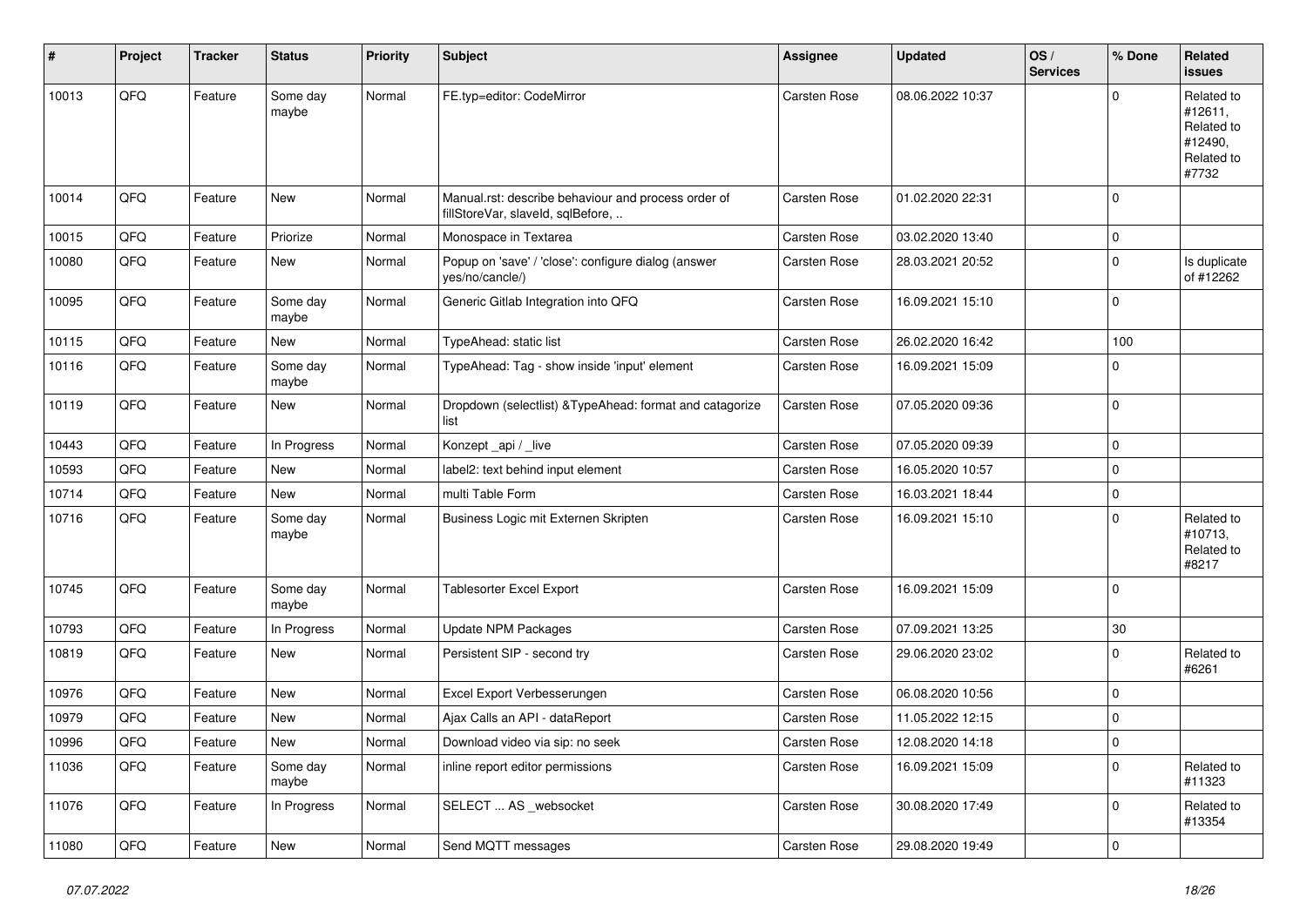| # | Project | Tracker | Status | Priority | Subject | Assignee | Updated | OS / Services | % Done | Related issues |
|---|---|---|---|---|---|---|---|---|---|---|
| 10013 | QFQ | Feature | Some day maybe | Normal | FE.typ=editor: CodeMirror | Carsten Rose | 08.06.2022 10:37 | | 0 | Related to #12611, Related to #12490, Related to #7732 |
| 10014 | QFQ | Feature | New | Normal | Manual.rst: describe behaviour and process order of fillStoreVar, slaveId, sqlBefore, .. | Carsten Rose | 01.02.2020 22:31 | | 0 | |
| 10015 | QFQ | Feature | Priorize | Normal | Monospace in Textarea | Carsten Rose | 03.02.2020 13:40 | | 0 | |
| 10080 | QFQ | Feature | New | Normal | Popup on 'save' / 'close': configure dialog (answer yes/no/cancle/) | Carsten Rose | 28.03.2021 20:52 | | 0 | Is duplicate of #12262 |
| 10095 | QFQ | Feature | Some day maybe | Normal | Generic Gitlab Integration into QFQ | Carsten Rose | 16.09.2021 15:10 | | 0 | |
| 10115 | QFQ | Feature | New | Normal | TypeAhead: static list | Carsten Rose | 26.02.2020 16:42 | | 100 | |
| 10116 | QFQ | Feature | Some day maybe | Normal | TypeAhead: Tag - show inside 'input' element | Carsten Rose | 16.09.2021 15:09 | | 0 | |
| 10119 | QFQ | Feature | New | Normal | Dropdown (selectlist) &TypeAhead: format and catagorize list | Carsten Rose | 07.05.2020 09:36 | | 0 | |
| 10443 | QFQ | Feature | In Progress | Normal | Konzept _api / _live | Carsten Rose | 07.05.2020 09:39 | | 0 | |
| 10593 | QFQ | Feature | New | Normal | label2: text behind input element | Carsten Rose | 16.05.2020 10:57 | | 0 | |
| 10714 | QFQ | Feature | New | Normal | multi Table Form | Carsten Rose | 16.03.2021 18:44 | | 0 | |
| 10716 | QFQ | Feature | Some day maybe | Normal | Business Logic mit Externen Skripten | Carsten Rose | 16.09.2021 15:10 | | 0 | Related to #10713, Related to #8217 |
| 10745 | QFQ | Feature | Some day maybe | Normal | Tablesorter Excel Export | Carsten Rose | 16.09.2021 15:09 | | 0 | |
| 10793 | QFQ | Feature | In Progress | Normal | Update NPM Packages | Carsten Rose | 07.09.2021 13:25 | | 30 | |
| 10819 | QFQ | Feature | New | Normal | Persistent SIP - second try | Carsten Rose | 29.06.2020 23:02 | | 0 | Related to #6261 |
| 10976 | QFQ | Feature | New | Normal | Excel Export Verbesserungen | Carsten Rose | 06.08.2020 10:56 | | 0 | |
| 10979 | QFQ | Feature | New | Normal | Ajax Calls an API - dataReport | Carsten Rose | 11.05.2022 12:15 | | 0 | |
| 10996 | QFQ | Feature | New | Normal | Download video via sip: no seek | Carsten Rose | 12.08.2020 14:18 | | 0 | |
| 11036 | QFQ | Feature | Some day maybe | Normal | inline report editor permissions | Carsten Rose | 16.09.2021 15:09 | | 0 | Related to #11323 |
| 11076 | QFQ | Feature | In Progress | Normal | SELECT ... AS _websocket | Carsten Rose | 30.08.2020 17:49 | | 0 | Related to #13354 |
| 11080 | QFQ | Feature | New | Normal | Send MQTT messages | Carsten Rose | 29.08.2020 19:49 | | 0 | |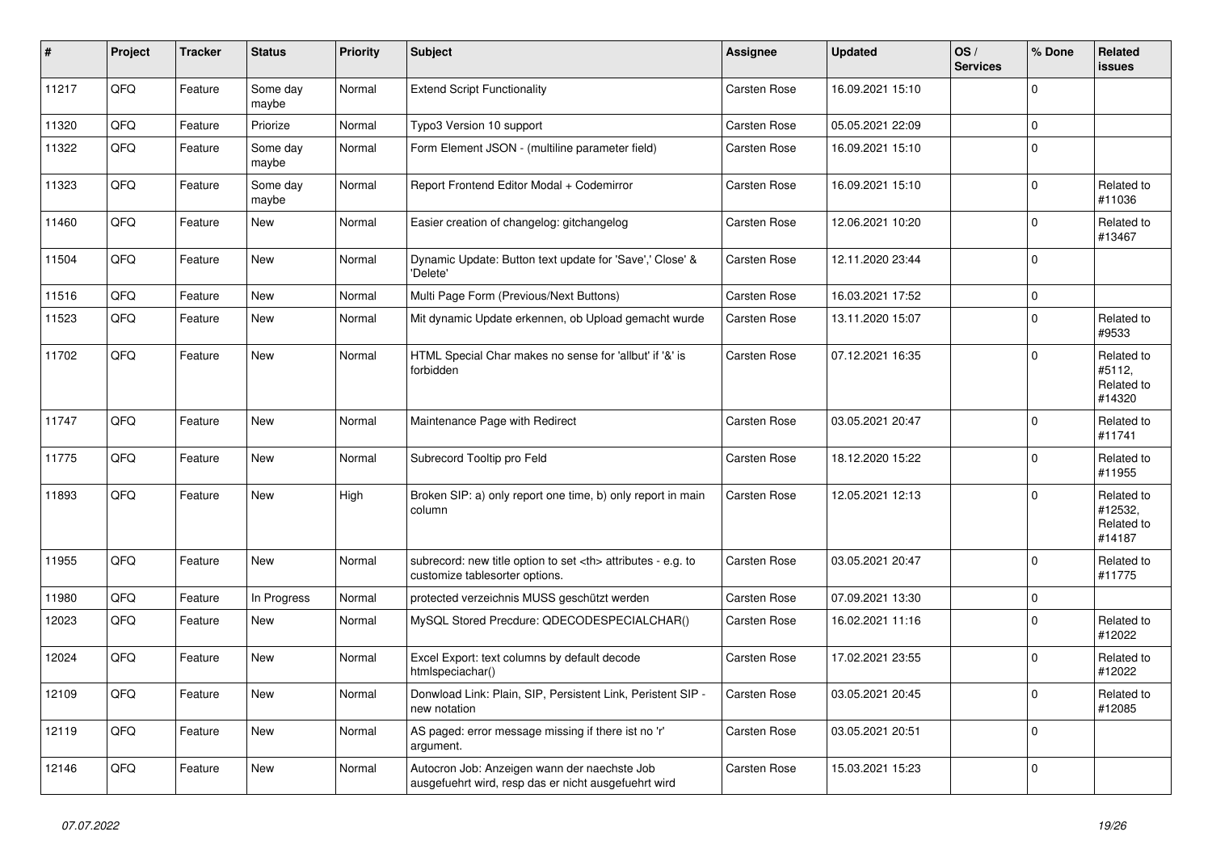| # | Project | Tracker | Status | Priority | Subject | Assignee | Updated | OS / Services | % Done | Related issues |
|---|---|---|---|---|---|---|---|---|---|---|
| 11217 | QFQ | Feature | Some day maybe | Normal | Extend Script Functionality | Carsten Rose | 16.09.2021 15:10 | | 0 | |
| 11320 | QFQ | Feature | Priorize | Normal | Typo3 Version 10 support | Carsten Rose | 05.05.2021 22:09 | | 0 | |
| 11322 | QFQ | Feature | Some day maybe | Normal | Form Element JSON - (multiline parameter field) | Carsten Rose | 16.09.2021 15:10 | | 0 | |
| 11323 | QFQ | Feature | Some day maybe | Normal | Report Frontend Editor Modal + Codemirror | Carsten Rose | 16.09.2021 15:10 | | 0 | Related to #11036 |
| 11460 | QFQ | Feature | New | Normal | Easier creation of changelog: gitchangelog | Carsten Rose | 12.06.2021 10:20 | | 0 | Related to #13467 |
| 11504 | QFQ | Feature | New | Normal | Dynamic Update: Button text update for 'Save',' Close' & 'Delete' | Carsten Rose | 12.11.2020 23:44 | | 0 | |
| 11516 | QFQ | Feature | New | Normal | Multi Page Form (Previous/Next Buttons) | Carsten Rose | 16.03.2021 17:52 | | 0 | |
| 11523 | QFQ | Feature | New | Normal | Mit dynamic Update erkennen, ob Upload gemacht wurde | Carsten Rose | 13.11.2020 15:07 | | 0 | Related to #9533 |
| 11702 | QFQ | Feature | New | Normal | HTML Special Char makes no sense for 'allbut' if '&' is forbidden | Carsten Rose | 07.12.2021 16:35 | | 0 | Related to #5112, Related to #14320 |
| 11747 | QFQ | Feature | New | Normal | Maintenance Page with Redirect | Carsten Rose | 03.05.2021 20:47 | | 0 | Related to #11741 |
| 11775 | QFQ | Feature | New | Normal | Subrecord Tooltip pro Feld | Carsten Rose | 18.12.2020 15:22 | | 0 | Related to #11955 |
| 11893 | QFQ | Feature | New | High | Broken SIP: a) only report one time, b) only report in main column | Carsten Rose | 12.05.2021 12:13 | | 0 | Related to #12532, Related to #14187 |
| 11955 | QFQ | Feature | New | Normal | subrecord: new title option to set <th> attributes - e.g. to customize tablesorter options. | Carsten Rose | 03.05.2021 20:47 | | 0 | Related to #11775 |
| 11980 | QFQ | Feature | In Progress | Normal | protected verzeichnis MUSS geschützt werden | Carsten Rose | 07.09.2021 13:30 | | 0 | |
| 12023 | QFQ | Feature | New | Normal | MySQL Stored Precdure: QDECODESPECIALCHAR() | Carsten Rose | 16.02.2021 11:16 | | 0 | Related to #12022 |
| 12024 | QFQ | Feature | New | Normal | Excel Export: text columns by default decode htmlspeciachar() | Carsten Rose | 17.02.2021 23:55 | | 0 | Related to #12022 |
| 12109 | QFQ | Feature | New | Normal | Donwload Link: Plain, SIP, Persistent Link, Peristent SIP - new notation | Carsten Rose | 03.05.2021 20:45 | | 0 | Related to #12085 |
| 12119 | QFQ | Feature | New | Normal | AS paged: error message missing if there ist no 'r' argument. | Carsten Rose | 03.05.2021 20:51 | | 0 | |
| 12146 | QFQ | Feature | New | Normal | Autocron Job: Anzeigen wann der naechste Job ausgefuehrt wird, resp das er nicht ausgefuehrt wird | Carsten Rose | 15.03.2021 15:23 | | 0 | |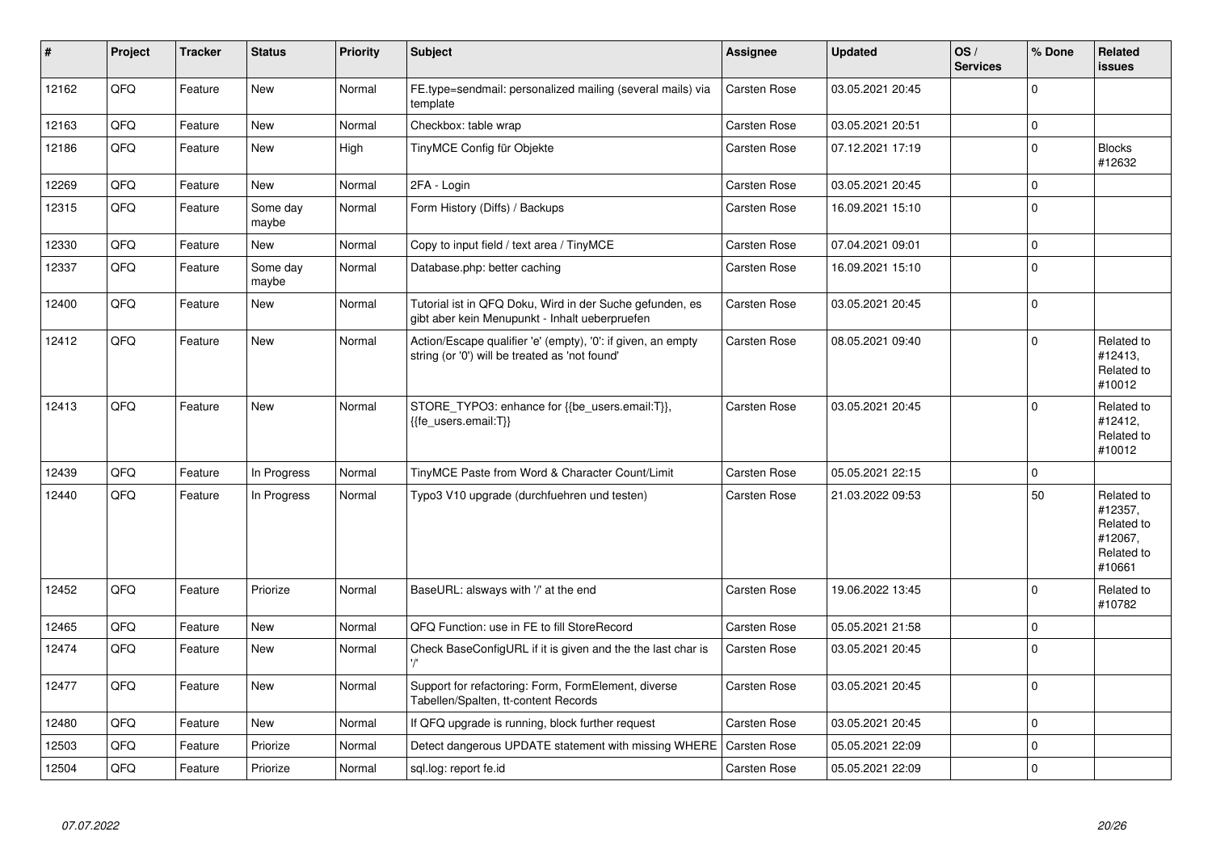| # | Project | Tracker | Status | Priority | Subject | Assignee | Updated | OS / Services | % Done | Related issues |
|---|---|---|---|---|---|---|---|---|---|---|
| 12162 | QFQ | Feature | New | Normal | FE.type=sendmail: personalized mailing (several mails) via template | Carsten Rose | 03.05.2021 20:45 | | 0 | |
| 12163 | QFQ | Feature | New | Normal | Checkbox: table wrap | Carsten Rose | 03.05.2021 20:51 | | 0 | |
| 12186 | QFQ | Feature | New | High | TinyMCE Config für Objekte | Carsten Rose | 07.12.2021 17:19 | | 0 | Blocks #12632 |
| 12269 | QFQ | Feature | New | Normal | 2FA - Login | Carsten Rose | 03.05.2021 20:45 | | 0 | |
| 12315 | QFQ | Feature | Some day maybe | Normal | Form History (Diffs) / Backups | Carsten Rose | 16.09.2021 15:10 | | 0 | |
| 12330 | QFQ | Feature | New | Normal | Copy to input field / text area / TinyMCE | Carsten Rose | 07.04.2021 09:01 | | 0 | |
| 12337 | QFQ | Feature | Some day maybe | Normal | Database.php: better caching | Carsten Rose | 16.09.2021 15:10 | | 0 | |
| 12400 | QFQ | Feature | New | Normal | Tutorial ist in QFQ Doku, Wird in der Suche gefunden, es gibt aber kein Menupunkt - Inhalt ueberpruefen | Carsten Rose | 03.05.2021 20:45 | | 0 | |
| 12412 | QFQ | Feature | New | Normal | Action/Escape qualifier 'e' (empty), '0': if given, an empty string (or '0') will be treated as 'not found' | Carsten Rose | 08.05.2021 09:40 | | 0 | Related to #12413, Related to #10012 |
| 12413 | QFQ | Feature | New | Normal | STORE_TYPO3: enhance for {{be_users.email:T}}, {{fe_users.email:T}} | Carsten Rose | 03.05.2021 20:45 | | 0 | Related to #12412, Related to #10012 |
| 12439 | QFQ | Feature | In Progress | Normal | TinyMCE Paste from Word & Character Count/Limit | Carsten Rose | 05.05.2021 22:15 | | 0 | |
| 12440 | QFQ | Feature | In Progress | Normal | Typo3 V10 upgrade (durchfuehren und testen) | Carsten Rose | 21.03.2022 09:53 | | 50 | Related to #12357, Related to #12067, Related to #10661 |
| 12452 | QFQ | Feature | Priorize | Normal | BaseURL: alsways with '/' at the end | Carsten Rose | 19.06.2022 13:45 | | 0 | Related to #10782 |
| 12465 | QFQ | Feature | New | Normal | QFQ Function: use in FE to fill StoreRecord | Carsten Rose | 05.05.2021 21:58 | | 0 | |
| 12474 | QFQ | Feature | New | Normal | Check BaseConfigURL if it is given and the the last char is '/' | Carsten Rose | 03.05.2021 20:45 | | 0 | |
| 12477 | QFQ | Feature | New | Normal | Support for refactoring: Form, FormElement, diverse Tabellen/Spalten, tt-content Records | Carsten Rose | 03.05.2021 20:45 | | 0 | |
| 12480 | QFQ | Feature | New | Normal | If QFQ upgrade is running, block further request | Carsten Rose | 03.05.2021 20:45 | | 0 | |
| 12503 | QFQ | Feature | Priorize | Normal | Detect dangerous UPDATE statement with missing WHERE | Carsten Rose | 05.05.2021 22:09 | | 0 | |
| 12504 | QFQ | Feature | Priorize | Normal | sql.log: report fe.id | Carsten Rose | 05.05.2021 22:09 | | 0 | |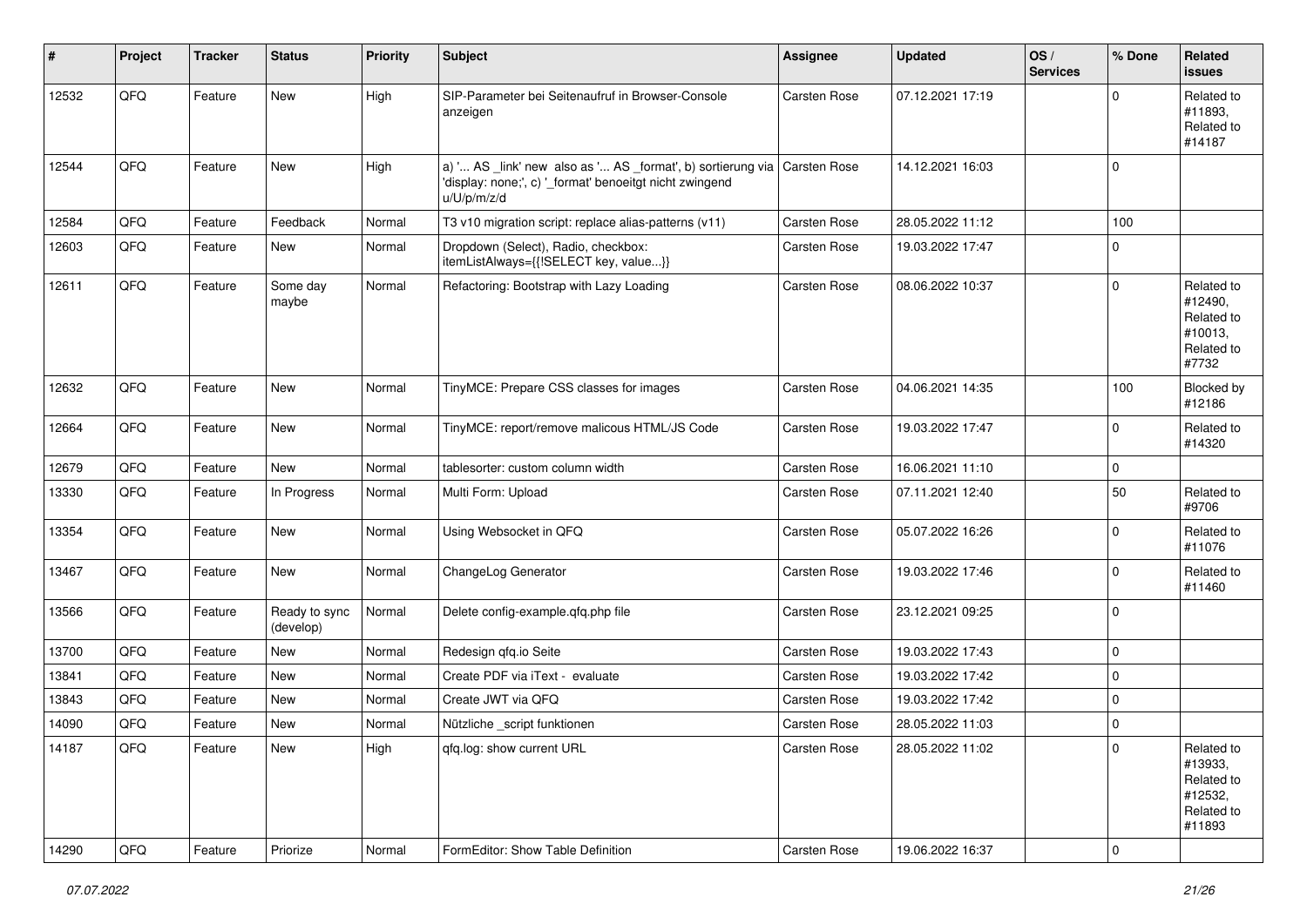| # | Project | Tracker | Status | Priority | Subject | Assignee | Updated | OS / Services | % Done | Related issues |
|---|---|---|---|---|---|---|---|---|---|---|
| 12532 | QFQ | Feature | New | High | SIP-Parameter bei Seitenaufruf in Browser-Console anzeigen | Carsten Rose | 07.12.2021 17:19 | | 0 | Related to #11893, Related to #14187 |
| 12544 | QFQ | Feature | New | High | a) '... AS _link' new also as '... AS _format', b) sortierung via 'display: none;', c) '_format' benoeitgt nicht zwingend u/U/p/m/z/d | Carsten Rose | 14.12.2021 16:03 | | 0 | |
| 12584 | QFQ | Feature | Feedback | Normal | T3 v10 migration script: replace alias-patterns (v11) | Carsten Rose | 28.05.2022 11:12 | | 100 | |
| 12603 | QFQ | Feature | New | Normal | Dropdown (Select), Radio, checkbox: itemListAlways={{!SELECT key, value...}} | Carsten Rose | 19.03.2022 17:47 | | 0 | |
| 12611 | QFQ | Feature | Some day maybe | Normal | Refactoring: Bootstrap with Lazy Loading | Carsten Rose | 08.06.2022 10:37 | | 0 | Related to #12490, Related to #10013, Related to #7732 |
| 12632 | QFQ | Feature | New | Normal | TinyMCE: Prepare CSS classes for images | Carsten Rose | 04.06.2021 14:35 | | 100 | Blocked by #12186 |
| 12664 | QFQ | Feature | New | Normal | TinyMCE: report/remove malicous HTML/JS Code | Carsten Rose | 19.03.2022 17:47 | | 0 | Related to #14320 |
| 12679 | QFQ | Feature | New | Normal | tablesorter: custom column width | Carsten Rose | 16.06.2021 11:10 | | 0 | |
| 13330 | QFQ | Feature | In Progress | Normal | Multi Form: Upload | Carsten Rose | 07.11.2021 12:40 | | 50 | Related to #9706 |
| 13354 | QFQ | Feature | New | Normal | Using Websocket in QFQ | Carsten Rose | 05.07.2022 16:26 | | 0 | Related to #11076 |
| 13467 | QFQ | Feature | New | Normal | ChangeLog Generator | Carsten Rose | 19.03.2022 17:46 | | 0 | Related to #11460 |
| 13566 | QFQ | Feature | Ready to sync (develop) | Normal | Delete config-example.qfq.php file | Carsten Rose | 23.12.2021 09:25 | | 0 | |
| 13700 | QFQ | Feature | New | Normal | Redesign qfq.io Seite | Carsten Rose | 19.03.2022 17:43 | | 0 | |
| 13841 | QFQ | Feature | New | Normal | Create PDF via iText - evaluate | Carsten Rose | 19.03.2022 17:42 | | 0 | |
| 13843 | QFQ | Feature | New | Normal | Create JWT via QFQ | Carsten Rose | 19.03.2022 17:42 | | 0 | |
| 14090 | QFQ | Feature | New | Normal | Nützliche _script funktionen | Carsten Rose | 28.05.2022 11:03 | | 0 | |
| 14187 | QFQ | Feature | New | High | qfq.log: show current URL | Carsten Rose | 28.05.2022 11:02 | | 0 | Related to #13933, Related to #12532, Related to #11893 |
| 14290 | QFQ | Feature | Priorize | Normal | FormEditor: Show Table Definition | Carsten Rose | 19.06.2022 16:37 | | 0 | |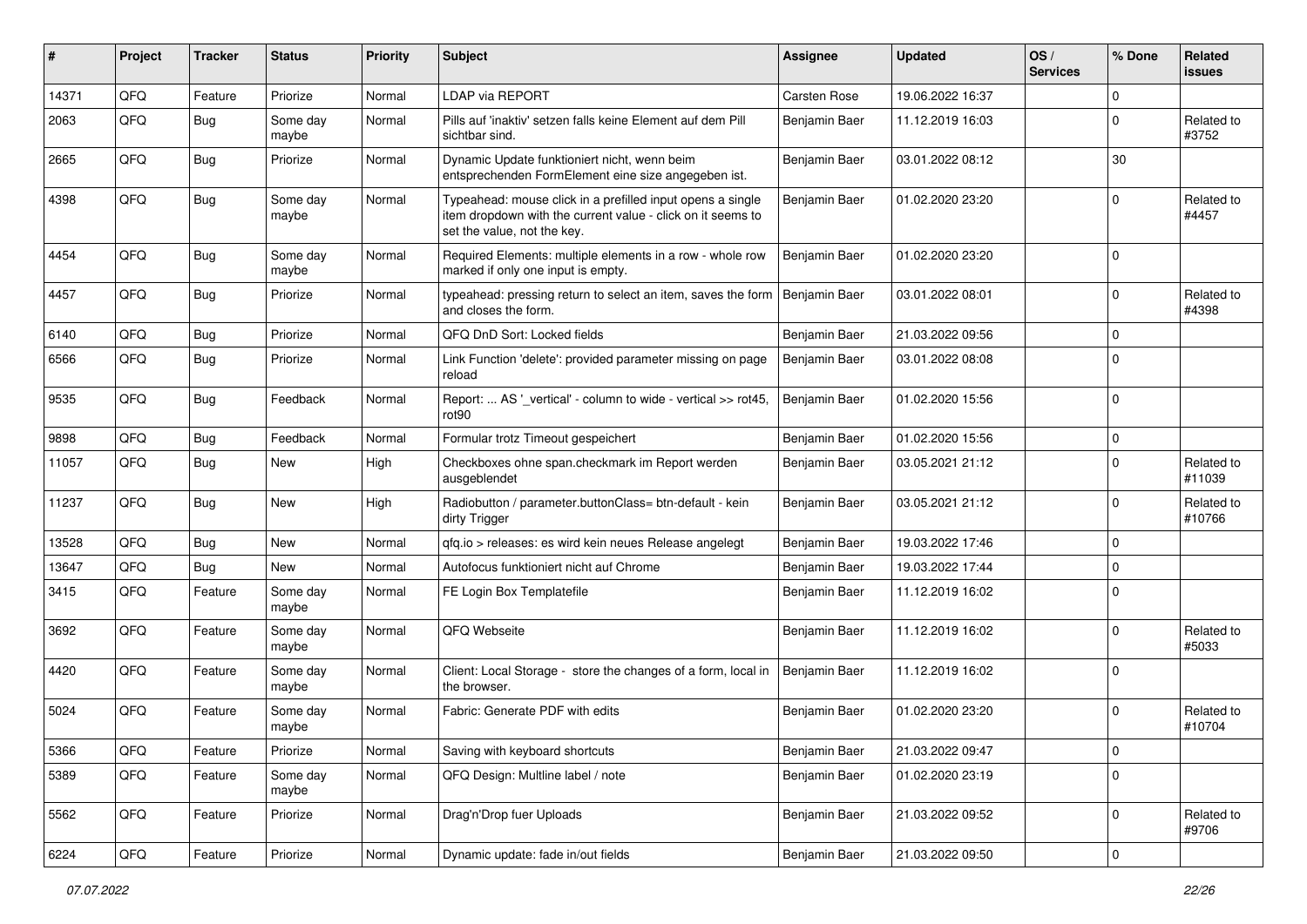| # | Project | Tracker | Status | Priority | Subject | Assignee | Updated | OS / Services | % Done | Related issues |
|---|---|---|---|---|---|---|---|---|---|---|
| 14371 | QFQ | Feature | Priorize | Normal | LDAP via REPORT | Carsten Rose | 19.06.2022 16:37 | | 0 | |
| 2063 | QFQ | Bug | Some day maybe | Normal | Pills auf 'inaktiv' setzen falls keine Element auf dem Pill sichtbar sind. | Benjamin Baer | 11.12.2019 16:03 | | 0 | Related to #3752 |
| 2665 | QFQ | Bug | Priorize | Normal | Dynamic Update funktioniert nicht, wenn beim entsprechenden FormElement eine size angegeben ist. | Benjamin Baer | 03.01.2022 08:12 | | 30 | |
| 4398 | QFQ | Bug | Some day maybe | Normal | Typeahead: mouse click in a prefilled input opens a single item dropdown with the current value - click on it seems to set the value, not the key. | Benjamin Baer | 01.02.2020 23:20 | | 0 | Related to #4457 |
| 4454 | QFQ | Bug | Some day maybe | Normal | Required Elements: multiple elements in a row - whole row marked if only one input is empty. | Benjamin Baer | 01.02.2020 23:20 | | 0 | |
| 4457 | QFQ | Bug | Priorize | Normal | typeahead: pressing return to select an item, saves the form and closes the form. | Benjamin Baer | 03.01.2022 08:01 | | 0 | Related to #4398 |
| 6140 | QFQ | Bug | Priorize | Normal | QFQ DnD Sort: Locked fields | Benjamin Baer | 21.03.2022 09:56 | | 0 | |
| 6566 | QFQ | Bug | Priorize | Normal | Link Function 'delete': provided parameter missing on page reload | Benjamin Baer | 03.01.2022 08:08 | | 0 | |
| 9535 | QFQ | Bug | Feedback | Normal | Report: ... AS '_vertical' - column to wide - vertical >> rot45, rot90 | Benjamin Baer | 01.02.2020 15:56 | | 0 | |
| 9898 | QFQ | Bug | Feedback | Normal | Formular trotz Timeout gespeichert | Benjamin Baer | 01.02.2020 15:56 | | 0 | |
| 11057 | QFQ | Bug | New | High | Checkboxes ohne span.checkmark im Report werden ausgeblendet | Benjamin Baer | 03.05.2021 21:12 | | 0 | Related to #11039 |
| 11237 | QFQ | Bug | New | High | Radiobutton / parameter.buttonClass= btn-default - kein dirty Trigger | Benjamin Baer | 03.05.2021 21:12 | | 0 | Related to #10766 |
| 13528 | QFQ | Bug | New | Normal | qfq.io > releases: es wird kein neues Release angelegt | Benjamin Baer | 19.03.2022 17:46 | | 0 | |
| 13647 | QFQ | Bug | New | Normal | Autofocus funktioniert nicht auf Chrome | Benjamin Baer | 19.03.2022 17:44 | | 0 | |
| 3415 | QFQ | Feature | Some day maybe | Normal | FE Login Box Templatefile | Benjamin Baer | 11.12.2019 16:02 | | 0 | |
| 3692 | QFQ | Feature | Some day maybe | Normal | QFQ Webseite | Benjamin Baer | 11.12.2019 16:02 | | 0 | Related to #5033 |
| 4420 | QFQ | Feature | Some day maybe | Normal | Client: Local Storage - store the changes of a form, local in the browser. | Benjamin Baer | 11.12.2019 16:02 | | 0 | |
| 5024 | QFQ | Feature | Some day maybe | Normal | Fabric: Generate PDF with edits | Benjamin Baer | 01.02.2020 23:20 | | 0 | Related to #10704 |
| 5366 | QFQ | Feature | Priorize | Normal | Saving with keyboard shortcuts | Benjamin Baer | 21.03.2022 09:47 | | 0 | |
| 5389 | QFQ | Feature | Some day maybe | Normal | QFQ Design: Multline label / note | Benjamin Baer | 01.02.2020 23:19 | | 0 | |
| 5562 | QFQ | Feature | Priorize | Normal | Drag'n'Drop fuer Uploads | Benjamin Baer | 21.03.2022 09:52 | | 0 | Related to #9706 |
| 6224 | QFQ | Feature | Priorize | Normal | Dynamic update: fade in/out fields | Benjamin Baer | 21.03.2022 09:50 | | 0 | |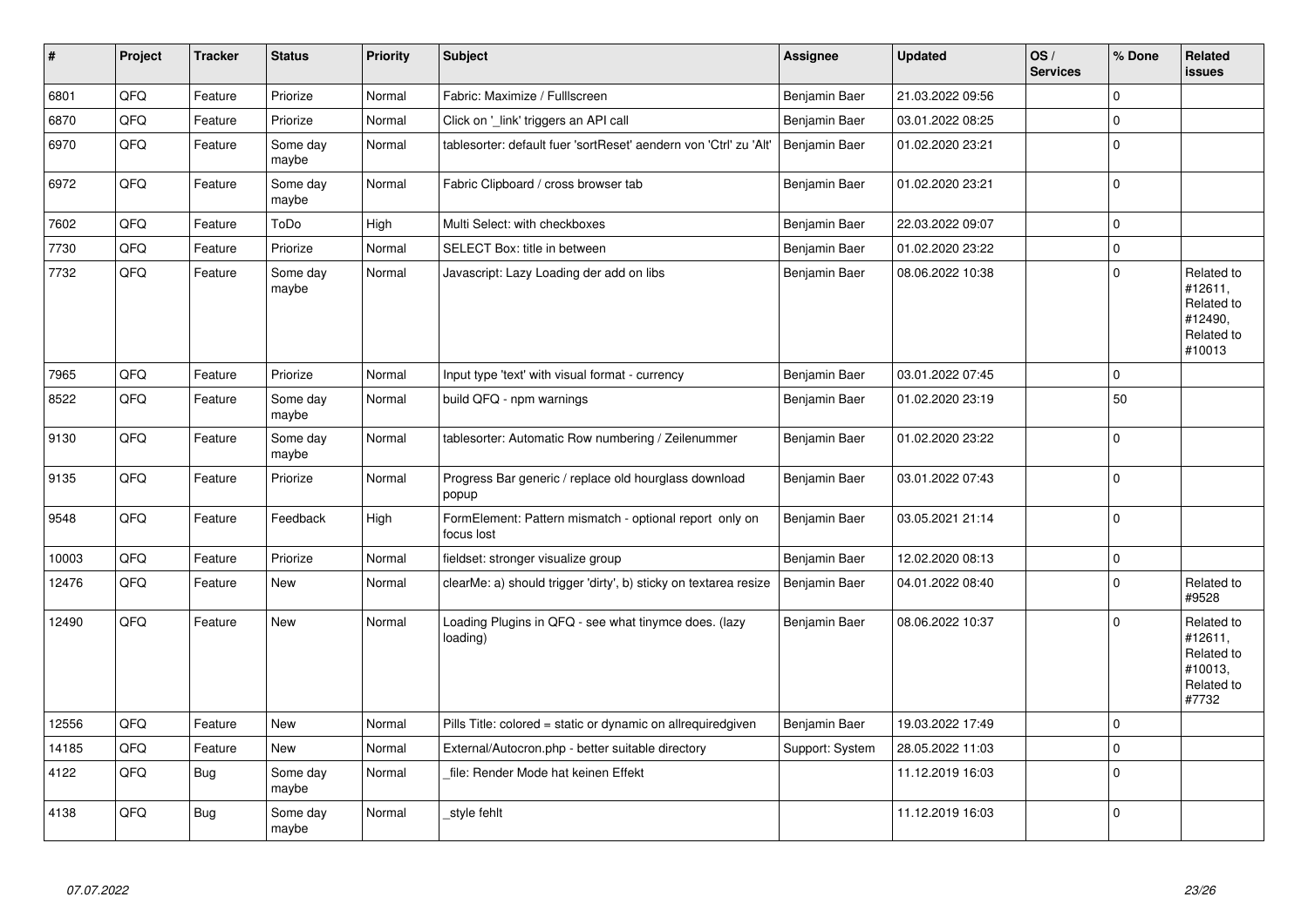| # | Project | Tracker | Status | Priority | Subject | Assignee | Updated | OS / Services | % Done | Related issues |
|---|---|---|---|---|---|---|---|---|---|---|
| 6801 | QFQ | Feature | Priorize | Normal | Fabric: Maximize / Fulllscreen | Benjamin Baer | 21.03.2022 09:56 | | 0 | |
| 6870 | QFQ | Feature | Priorize | Normal | Click on '_link' triggers an API call | Benjamin Baer | 03.01.2022 08:25 | | 0 | |
| 6970 | QFQ | Feature | Some day maybe | Normal | tablesorter: default fuer 'sortReset' aendern von 'Ctrl' zu 'Alt' | Benjamin Baer | 01.02.2020 23:21 | | 0 | |
| 6972 | QFQ | Feature | Some day maybe | Normal | Fabric Clipboard / cross browser tab | Benjamin Baer | 01.02.2020 23:21 | | 0 | |
| 7602 | QFQ | Feature | ToDo | High | Multi Select: with checkboxes | Benjamin Baer | 22.03.2022 09:07 | | 0 | |
| 7730 | QFQ | Feature | Priorize | Normal | SELECT Box: title in between | Benjamin Baer | 01.02.2020 23:22 | | 0 | |
| 7732 | QFQ | Feature | Some day maybe | Normal | Javascript: Lazy Loading der add on libs | Benjamin Baer | 08.06.2022 10:38 | | 0 | Related to #12611, Related to #12490, Related to #10013 |
| 7965 | QFQ | Feature | Priorize | Normal | Input type 'text' with visual format - currency | Benjamin Baer | 03.01.2022 07:45 | | 0 | |
| 8522 | QFQ | Feature | Some day maybe | Normal | build QFQ - npm warnings | Benjamin Baer | 01.02.2020 23:19 | | 50 | |
| 9130 | QFQ | Feature | Some day maybe | Normal | tablesorter: Automatic Row numbering / Zeilenummer | Benjamin Baer | 01.02.2020 23:22 | | 0 | |
| 9135 | QFQ | Feature | Priorize | Normal | Progress Bar generic / replace old hourglass download popup | Benjamin Baer | 03.01.2022 07:43 | | 0 | |
| 9548 | QFQ | Feature | Feedback | High | FormElement: Pattern mismatch - optional report only on focus lost | Benjamin Baer | 03.05.2021 21:14 | | 0 | |
| 10003 | QFQ | Feature | Priorize | Normal | fieldset: stronger visualize group | Benjamin Baer | 12.02.2020 08:13 | | 0 | |
| 12476 | QFQ | Feature | New | Normal | clearMe: a) should trigger 'dirty', b) sticky on textarea resize | Benjamin Baer | 04.01.2022 08:40 | | 0 | Related to #9528 |
| 12490 | QFQ | Feature | New | Normal | Loading Plugins in QFQ - see what tinymce does. (lazy loading) | Benjamin Baer | 08.06.2022 10:37 | | 0 | Related to #12611, Related to #10013, Related to #7732 |
| 12556 | QFQ | Feature | New | Normal | Pills Title: colored = static or dynamic on allrequiredgiven | Benjamin Baer | 19.03.2022 17:49 | | 0 | |
| 14185 | QFQ | Feature | New | Normal | External/Autocron.php - better suitable directory | Support: System | 28.05.2022 11:03 | | 0 | |
| 4122 | QFQ | Bug | Some day maybe | Normal | _file: Render Mode hat keinen Effekt | | 11.12.2019 16:03 | | 0 | |
| 4138 | QFQ | Bug | Some day maybe | Normal | _style fehlt | | 11.12.2019 16:03 | | 0 | |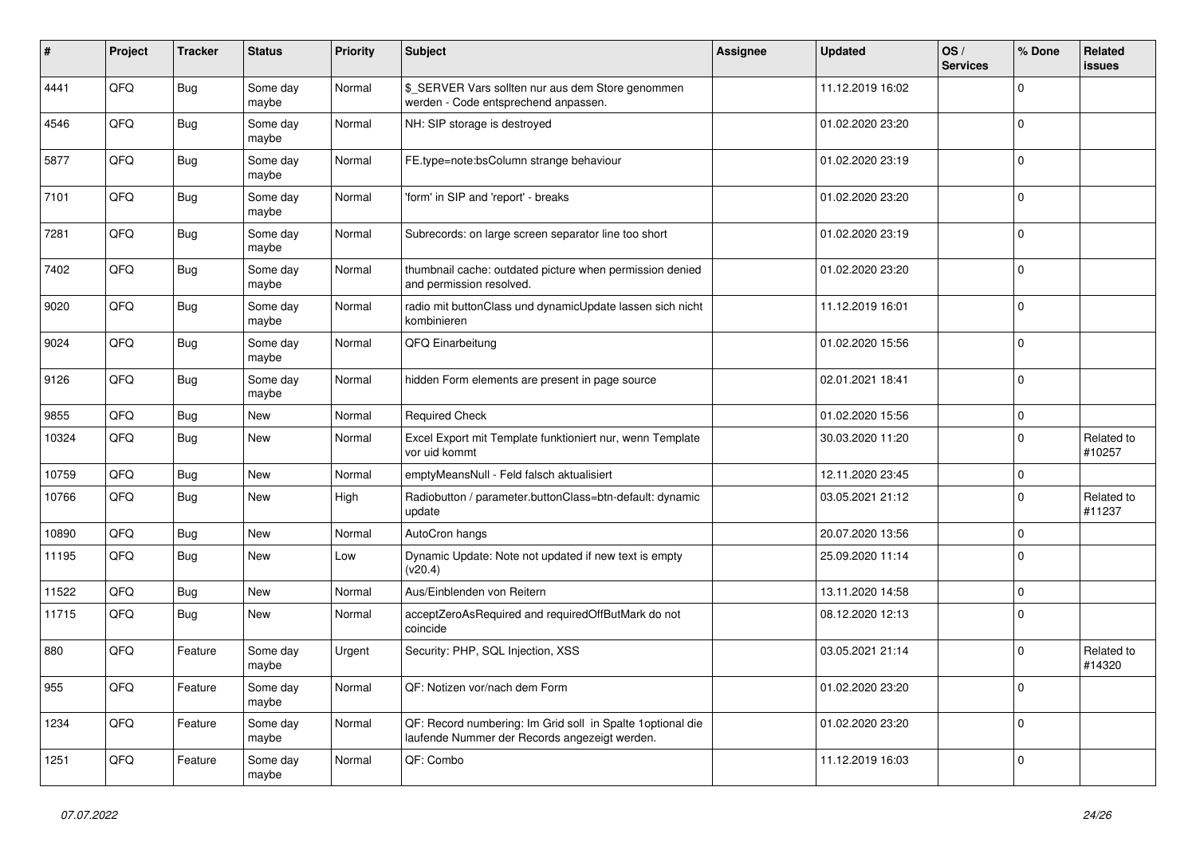| # | Project | Tracker | Status | Priority | Subject | Assignee | Updated | OS / Services | % Done | Related issues |
|---|---|---|---|---|---|---|---|---|---|---|
| 4441 | QFQ | Bug | Some day maybe | Normal | $_SERVER Vars sollten nur aus dem Store genommen werden - Code entsprechend anpassen. | | 11.12.2019 16:02 | | 0 | |
| 4546 | QFQ | Bug | Some day maybe | Normal | NH: SIP storage is destroyed | | 01.02.2020 23:20 | | 0 | |
| 5877 | QFQ | Bug | Some day maybe | Normal | FE.type=note:bsColumn strange behaviour | | 01.02.2020 23:19 | | 0 | |
| 7101 | QFQ | Bug | Some day maybe | Normal | 'form' in SIP and 'report' - breaks | | 01.02.2020 23:20 | | 0 | |
| 7281 | QFQ | Bug | Some day maybe | Normal | Subrecords: on large screen separator line too short | | 01.02.2020 23:19 | | 0 | |
| 7402 | QFQ | Bug | Some day maybe | Normal | thumbnail cache: outdated picture when permission denied and permission resolved. | | 01.02.2020 23:20 | | 0 | |
| 9020 | QFQ | Bug | Some day maybe | Normal | radio mit buttonClass und dynamicUpdate lassen sich nicht kombinieren | | 11.12.2019 16:01 | | 0 | |
| 9024 | QFQ | Bug | Some day maybe | Normal | QFQ Einarbeitung | | 01.02.2020 15:56 | | 0 | |
| 9126 | QFQ | Bug | Some day maybe | Normal | hidden Form elements are present in page source | | 02.01.2021 18:41 | | 0 | |
| 9855 | QFQ | Bug | New | Normal | Required Check | | 01.02.2020 15:56 | | 0 | |
| 10324 | QFQ | Bug | New | Normal | Excel Export mit Template funktioniert nur, wenn Template vor uid kommt | | 30.03.2020 11:20 | | 0 | Related to #10257 |
| 10759 | QFQ | Bug | New | Normal | emptyMeansNull - Feld falsch aktualisiert | | 12.11.2020 23:45 | | 0 | |
| 10766 | QFQ | Bug | New | High | Radiobutton / parameter.buttonClass=btn-default: dynamic update | | 03.05.2021 21:12 | | 0 | Related to #11237 |
| 10890 | QFQ | Bug | New | Normal | AutoCron hangs | | 20.07.2020 13:56 | | 0 | |
| 11195 | QFQ | Bug | New | Low | Dynamic Update: Note not updated if new text is empty (v20.4) | | 25.09.2020 11:14 | | 0 | |
| 11522 | QFQ | Bug | New | Normal | Aus/Einblenden von Reitern | | 13.11.2020 14:58 | | 0 | |
| 11715 | QFQ | Bug | New | Normal | acceptZeroAsRequired and requiredOffButMark do not coincide | | 08.12.2020 12:13 | | 0 | |
| 880 | QFQ | Feature | Some day maybe | Urgent | Security: PHP, SQL Injection, XSS | | 03.05.2021 21:14 | | 0 | Related to #14320 |
| 955 | QFQ | Feature | Some day maybe | Normal | QF: Notizen vor/nach dem Form | | 01.02.2020 23:20 | | 0 | |
| 1234 | QFQ | Feature | Some day maybe | Normal | QF: Record numbering: Im Grid soll in Spalte 1optional die laufende Nummer der Records angezeigt werden. | | 01.02.2020 23:20 | | 0 | |
| 1251 | QFQ | Feature | Some day maybe | Normal | QF: Combo | | 11.12.2019 16:03 | | 0 | |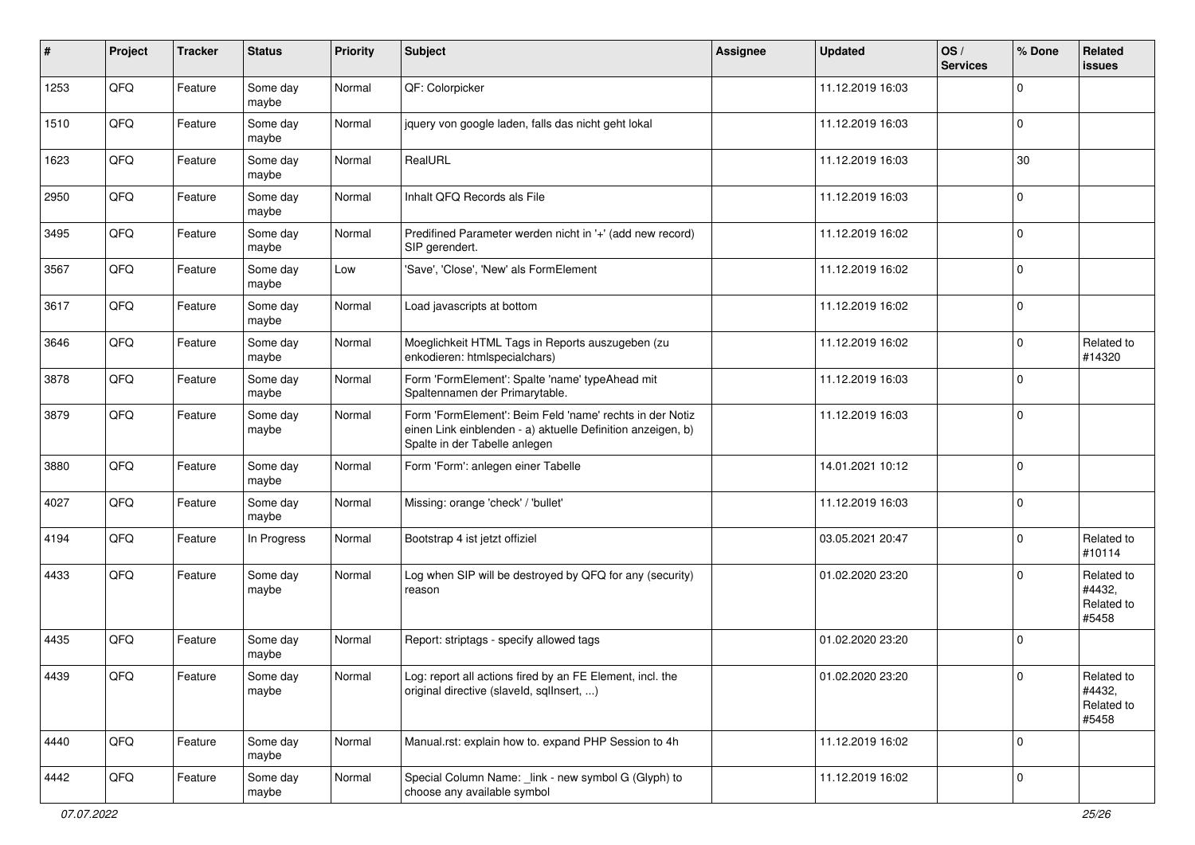| # | Project | Tracker | Status | Priority | Subject | Assignee | Updated | OS / Services | % Done | Related issues |
|---|---|---|---|---|---|---|---|---|---|---|
| 1253 | QFQ | Feature | Some day maybe | Normal | QF: Colorpicker | | 11.12.2019 16:03 | | 0 | |
| 1510 | QFQ | Feature | Some day maybe | Normal | jquery von google laden, falls das nicht geht lokal | | 11.12.2019 16:03 | | 0 | |
| 1623 | QFQ | Feature | Some day maybe | Normal | RealURL | | 11.12.2019 16:03 | | 30 | |
| 2950 | QFQ | Feature | Some day maybe | Normal | Inhalt QFQ Records als File | | 11.12.2019 16:03 | | 0 | |
| 3495 | QFQ | Feature | Some day maybe | Normal | Predifined Parameter werden nicht in '+' (add new record) SIP gerendert. | | 11.12.2019 16:02 | | 0 | |
| 3567 | QFQ | Feature | Some day maybe | Low | 'Save', 'Close', 'New' als FormElement | | 11.12.2019 16:02 | | 0 | |
| 3617 | QFQ | Feature | Some day maybe | Normal | Load javascripts at bottom | | 11.12.2019 16:02 | | 0 | |
| 3646 | QFQ | Feature | Some day maybe | Normal | Moeglichkeit HTML Tags in Reports auszugeben (zu enkodieren: htmlspecialchars) | | 11.12.2019 16:02 | | 0 | Related to #14320 |
| 3878 | QFQ | Feature | Some day maybe | Normal | Form 'FormElement': Spalte 'name' typeAhead mit Spaltennamen der Primarytable. | | 11.12.2019 16:03 | | 0 | |
| 3879 | QFQ | Feature | Some day maybe | Normal | Form 'FormElement': Beim Feld 'name' rechts in der Notiz einen Link einblenden - a) aktuelle Definition anzeigen, b) Spalte in der Tabelle anlegen | | 11.12.2019 16:03 | | 0 | |
| 3880 | QFQ | Feature | Some day maybe | Normal | Form 'Form': anlegen einer Tabelle | | 14.01.2021 10:12 | | 0 | |
| 4027 | QFQ | Feature | Some day maybe | Normal | Missing: orange 'check' / 'bullet' | | 11.12.2019 16:03 | | 0 | |
| 4194 | QFQ | Feature | In Progress | Normal | Bootstrap 4 ist jetzt offiziel | | 03.05.2021 20:47 | | 0 | Related to #10114 |
| 4433 | QFQ | Feature | Some day maybe | Normal | Log when SIP will be destroyed by QFQ for any (security) reason | | 01.02.2020 23:20 | | 0 | Related to #4432, Related to #5458 |
| 4435 | QFQ | Feature | Some day maybe | Normal | Report: striptags - specify allowed tags | | 01.02.2020 23:20 | | 0 | |
| 4439 | QFQ | Feature | Some day maybe | Normal | Log: report all actions fired by an FE Element, incl. the original directive (slaveId, sqlInsert, ...) | | 01.02.2020 23:20 | | 0 | Related to #4432, Related to #5458 |
| 4440 | QFQ | Feature | Some day maybe | Normal | Manual.rst: explain how to. expand PHP Session to 4h | | 11.12.2019 16:02 | | 0 | |
| 4442 | QFQ | Feature | Some day maybe | Normal | Special Column Name: _link - new symbol G (Glyph) to choose any available symbol | | 11.12.2019 16:02 | | 0 | |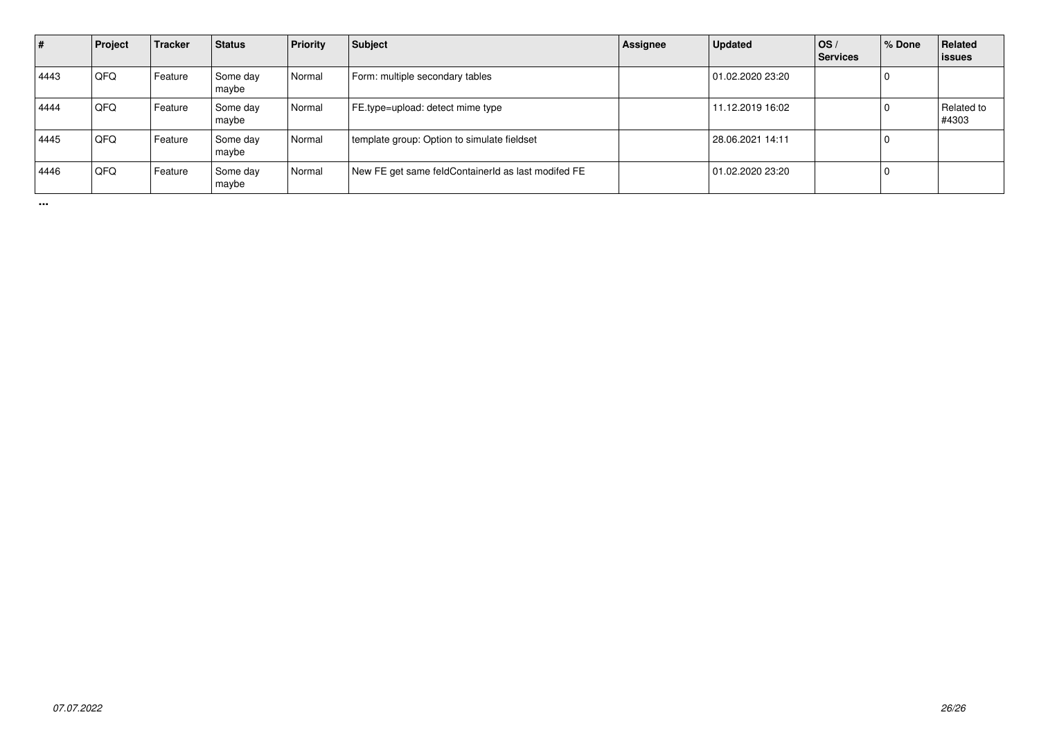| # | Project | Tracker | Status | Priority | Subject | Assignee | Updated | OS / Services | % Done | Related issues |
|---|---|---|---|---|---|---|---|---|---|---|
| 4443 | QFQ | Feature | Some day maybe | Normal | Form: multiple secondary tables | | 01.02.2020 23:20 | | 0 | |
| 4444 | QFQ | Feature | Some day maybe | Normal | FE.type=upload: detect mime type | | 11.12.2019 16:02 | | 0 | Related to #4303 |
| 4445 | QFQ | Feature | Some day maybe | Normal | template group: Option to simulate fieldset | | 28.06.2021 14:11 | | 0 | |
| 4446 | QFQ | Feature | Some day maybe | Normal | New FE get same feldContainerId as last modifed FE | | 01.02.2020 23:20 | | 0 | |

**...**